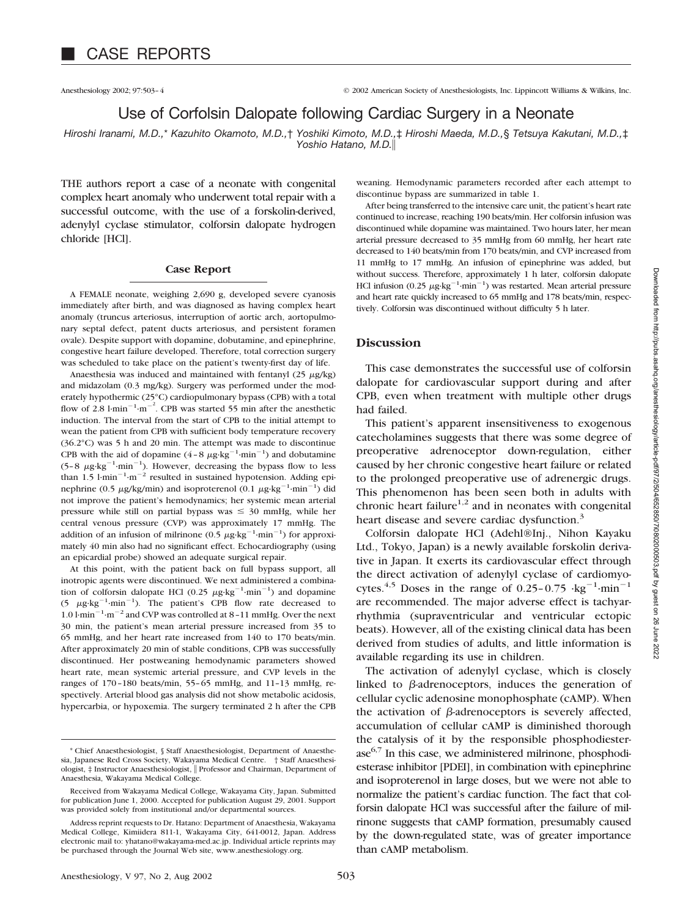# CASE REPORTS

## Use of Corfolsin Dalopate following Cardiac Surgery in a Neonate

*Hiroshi Iranami, M.D.,\* Kazuhito Okamoto, M.D.,† Yoshiki Kimoto, M.D.,‡ Hiroshi Maeda, M.D.,§ Tetsuya Kakutani, M.D.,‡ Yoshio Hatano, M.D.‖*

THE authors report a case of a neonate with congenital complex heart anomaly who underwent total repair with a successful outcome, with the use of a forskolin-derived, adenylyl cyclase stimulator, colforsin dalopate hydrogen chloride [HCl].

### Case Report

A FEMALE neonate, weighing 2,690 g, developed severe cyanosis immediately after birth, and was diagnosed as having complex heart anomaly (truncus arteriosus, interruption of aortic arch, aortopulmonary septal defect, patent ducts arteriosus, and persistent foramen ovale). Despite support with dopamine, dobutamine, and epinephrine, congestive heart failure developed. Therefore, total correction surgery was scheduled to take place on the patient's twenty-first day of life.

Anaesthesia was induced and maintained with fentanyl (25 $\mu$g/kg) and midazolam (0.3 mg/kg). Surgery was performed under the moderately hypothermic (25°C) cardiopulmonary bypass (CPB) with a total flow of 2.8 $l \cdot min^{-1} \cdot m^{-2}$. CPB was started 55 min after the anesthetic induction. The interval from the start of CPB to the initial attempt to wean the patient from CPB with sufficient body temperature recovery (36.2°C) was 5 h and 20 min. The attempt was made to discontinue CPB with the aid of dopamine (4–8 $\mu g \cdot kg^{-1} \cdot min^{-1}$) and dobutamine (5–8 $\mu g \cdot kg^{-1} \cdot min^{-1}$). However, decreasing the bypass flow to less than 1.5 $l \cdot min^{-1} \cdot m^{-2}$ resulted in sustained hypotension. Adding epinephrine (0.5 $\mu$g/kg/min) and isoproterenol (0.1 $\mu g \cdot kg^{-1} \cdot min^{-1}$) did not improve the patient's hemodynamics; her systemic mean arterial pressure while still on partial bypass was ≤ 30 mmHg, while her central venous pressure (CVP) was approximately 17 mmHg. The addition of an infusion of milrinone (0.5 $\mu g \cdot kg^{-1} \cdot min^{-1}$) for approximately 40 min also had no significant effect. Echocardiography (using an epicardial probe) showed an adequate surgical repair.

At this point, with the patient back on full bypass support, all inotropic agents were discontinued. We next administered a combination of colforsin dalopate HCl (0.25 $\mu g \cdot kg^{-1} \cdot min^{-1}$) and dopamine (5 $\mu g \cdot kg^{-1} \cdot min^{-1}$). The patient's CPB flow rate decreased to 1.0 $l \cdot min^{-1} \cdot m^{-2}$ and CVP was controlled at 8–11 mmHg. Over the next 30 min, the patient's mean arterial pressure increased from 35 to 65 mmHg, and her heart rate increased from 140 to 170 beats/min. After approximately 20 min of stable conditions, CPB was successfully discontinued. Her postweaning hemodynamic parameters showed heart rate, mean systemic arterial pressure, and CVP levels in the ranges of 170–180 beats/min, 55–65 mmHg, and 11–13 mmHg, respectively. Arterial blood gas analysis did not show metabolic acidosis, hypercarbia, or hypoxemia. The surgery terminated 2 h after the CPB weaning. Hemodynamic parameters recorded after each attempt to discontinue bypass are summarized in table 1.

After being transferred to the intensive care unit, the patient's heart rate continued to increase, reaching 190 beats/min. Her colforsin infusion was discontinued while dopamine was maintained. Two hours later, her mean arterial pressure decreased to 35 mmHg from 60 mmHg, her heart rate decreased to 140 beats/min from 170 beats/min, and CVP increased from 11 mmHg to 17 mmHg. An infusion of epinephrine was added, but without success. Therefore, approximately 1 h later, colforsin dalopate HCl infusion (0.25 $\mu g \cdot kg^{-1} \cdot min^{-1}$) was restarted. Mean arterial pressure and heart rate quickly increased to 65 mmHg and 178 beats/min, respectively. Colforsin was discontinued without difficulty 5 h later.

### Discussion

This case demonstrates the successful use of colforsin dalopate for cardiovascular support during and after CPB, even when treatment with multiple other drugs had failed.

This patient's apparent insensitiveness to exogenous catecholamines suggests that there was some degree of preoperative adrenoceptor down-regulation, either caused by her chronic congestive heart failure or related to the prolonged preoperative use of adrenergic drugs. This phenomenon has been seen both in adults with chronic heart failure[1,2] and in neonates with congenital heart disease and severe cardiac dysfunction.[3]

Colforsin dalopate HCl (Adehl®Inj., Nihon Kayaku Ltd., Tokyo, Japan) is a newly available forskolin derivative in Japan. It exerts its cardiovascular effect through the direct activation of adenylyl cyclase of cardiomyocytes.[4,5] Doses in the range of 0.25–0.75 $\cdot kg^{-1} \cdot min^{-1}$ are recommended. The major adverse effect is tachyarrhythmia (supraventricular and ventricular ectopic beats). However, all of the existing clinical data has been derived from studies of adults, and little information is available regarding its use in children.

The activation of adenylyl cyclase, which is closely linked to $\beta$-adrenoceptors, induces the generation of cellular cyclic adenosine monophosphate (cAMP). When the activation of $\beta$-adrenoceptors is severely affected, accumulation of cellular cAMP is diminished thorough the catalysis of it by the responsible phosphodiesterase[6,7] In this case, we administered milrinone, phosphodiesterase inhibitor [PDEI], in combination with epinephrine and isoproterenol in large doses, but we were not able to normalize the patient's cardiac function. The fact that colforsin dalopate HCl was successful after the failure of milrinone suggests that cAMP formation, presumably caused by the down-regulated state, was of greater importance than cAMP metabolism.

---

\* Chief Anaesthesiologist, § Staff Anaesthesiologist, Department of Anaesthesia, Japanese Red Cross Society, Wakayama Medical Centre. † Staff Anaesthesiologist, ‡ Instructor Anaesthesiologist, ‖ Professor and Chairman, Department of Anaesthesia, Wakayama Medical College.

Received from Wakayama Medical College, Wakayama City, Japan. Submitted for publication June 1, 2000. Accepted for publication August 29, 2001. Support was provided solely from institutional and/or departmental sources.

Address reprint requests to Dr. Hatano: Department of Anaesthesia, Wakayama Medical College, Kimiidera 811-1, Wakayama City, 641-0012, Japan. Address electronic mail to: yhatano@wakayama-med.ac.jp. Individual article reprints may be purchased through the Journal Web site, www.anesthesiology.org.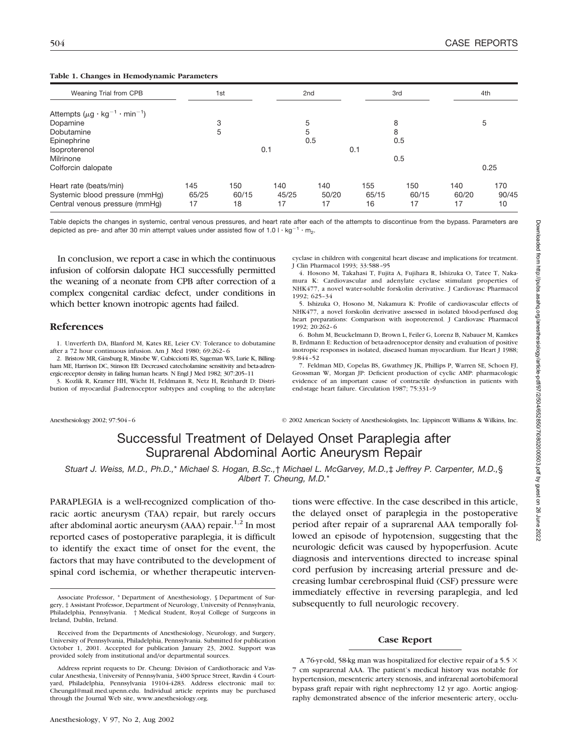**Table 1. Changes in Hemodynamic Parameters**

| Weaning Trial from CPB | 1st | | 2nd | | 3rd | | 4th | |
|---|---|---|---|---|---|---|---|---|
| Attempts ($\mu g \cdot kg^{-1} \cdot min^{-1}$) | | | | | | | | |
| Dopamine | 3 | | 5 | | 8 | | 5 | |
| Dobutamine | 5 | | 5 | | 8 | | | |
| Epinephrine | | | 0.5 | | 0.5 | | | |
| Isoproterenol | | | 0.1 | | 0.1 | | | |
| Milrinone | | | | | 0.5 | | | |
| Colforcin dalopate | | | | | | | 0.25 | |
| Heart rate (beats/min) | 145 | 150 | 140 | 140 | 155 | 150 | 140 | 170 |
| Systemic blood pressure (mmHg) | 65/25 | 60/15 | 45/25 | 50/20 | 65/15 | 60/15 | 60/20 | 90/45 |
| Central venous pressure (mmHg) | 17 | 18 | 17 | 17 | 16 | 17 | 17 | 10 |

Table depicts the changes in systemic, central venous pressures, and heart rate after each of the attempts to discontinue from the bypass. Parameters are depicted as pre- and after 30 min attempt values under assisted flow of $1.0 \, l \cdot kg^{-1} \cdot m_2$.

In conclusion, we report a case in which the continuous infusion of colforsin dalopate HCl successfully permitted the weaning of a neonate from CPB after correction of a complex congenital cardiac defect, under conditions in which better known inotropic agents had failed.

## References

1. Unverferth DA, Blanford M, Kates RE, Leier CV: Tolerance to dobutamine after a 72 hour continuous infusion. Am J Med 1980; 69:262–6
2. Bristow MR, Ginsburg R, Minobe W, Cubicciotti RS, Sageman WS, Lurie K, Billingham ME, Harrison DC, Stinson EB: Decreased catecholamine sensitivity and beta-adrenergic-receptor density in failing human hearts. N Engl J Med 1982; 307:205–11
3. Kozlik R, Kramer HH, Wicht H, Feldmann R, Netz H, Reinhardt D: Distribution of myocardial β-adrenoceptor subtypes and coupling to the adenylate cyclase in children with congenital heart disease and implications for treatment. J Clin Pharmacol 1993; 33:588–95
4. Hosono M, Takahasi T, Fujita A, Fujihara R, Ishizuka O, Tatee T, Nakamura K: Cardiovascular and adenylate cyclase stimulant properties of NHK477, a novel water-soluble forskolin derivative. J Cardiovasc Pharmacol 1992; 625–34
5. Ishizuka O, Hosono M, Nakamura K: Profile of cardiovascular effects of NHK477, a novel forskolin derivative assessed in isolated blood-perfused dog heart preparations: Comparison with isoproterenol. J Cardiovasc Pharmacol 1992; 20:262–6
6. Bohm M, Beuckelmann D, Brown L, Feiler G, Lorenz B, Nabauer M, Kamkes B, Erdmann E: Reduction of beta-adrenoceptor density and evaluation of positive inotropic responses in isolated, diseased human myocardium. Eur Heart J 1988; 9:844–52
7. Feldman MD, Copelas BS, Gwathmey JK, Phillips P, Warren SE, Schoen FJ, Grossman W, Morgan JP: Deficient production of cyclic AMP: pharmacologic evidence of an important cause of contractile dysfunction in patients with end-stage heart failure. Circulation 1987; 75:331–9

Anesthesiology 2002; 97:504–6 © 2002 American Society of Anesthesiologists, Inc. Lippincott Williams & Wilkins, Inc.

# Successful Treatment of Delayed Onset Paraplegia after Suprarenal Abdominal Aortic Aneurysm Repair

*Stuart J. Weiss, M.D., Ph.D.,\* Michael S. Hogan, B.Sc.,† Michael L. McGarvey, M.D.,‡ Jeffrey P. Carpenter, M.D.,§ Albert T. Cheung, M.D.\**

PARAPLEGIA is a well-recognized complication of thoracic aortic aneurysm (TAA) repair, but rarely occurs after abdominal aortic aneurysm (AAA) repair.[1,2] In most reported cases of postoperative paraplegia, it is difficult to identify the exact time of onset for the event, the factors that may have contributed to the development of spinal cord ischemia, or whether therapeutic interventions were effective. In the case described in this article, the delayed onset of paraplegia in the postoperative period after repair of a suprarenal AAA temporally followed an episode of hypotension, suggesting that the neurologic deficit was caused by hypoperfusion. Acute diagnosis and interventions directed to increase spinal cord perfusion by increasing arterial pressure and decreasing lumbar cerebrospinal fluid (CSF) pressure were immediately effective in reversing paraplegia, and led subsequently to full neurologic recovery.

Associate Professor, \* Department of Anesthesiology, § Department of Surgery, ‡ Assistant Professor, Department of Neurology, University of Pennsylvania, Philadelphia, Pennsylvania. † Medical Student, Royal College of Surgeons in Ireland, Dublin, Ireland.

Received from the Departments of Anesthesiology, Neurology, and Surgery, University of Pennsylvania, Philadelphia, Pennsylvania. Submitted for publication October 1, 2001. Accepted for publication January 23, 2002. Support was provided solely from institutional and/or departmental sources.

Address reprint requests to Dr. Cheung: Division of Cardiothoracic and Vascular Anesthesia, University of Pennsylvania, 3400 Spruce Street, Ravdin 4 Courtyard, Philadelphia, Pennsylvania 19104-4283. Address electronic mail to: Cheungal@mail.med.upenn.edu. Individual article reprints may be purchased through the Journal Web site, www.anesthesiology.org.

## Case Report

A 76-yr-old, 58-kg man was hospitalized for elective repair of a 5.5 × 7 cm suprarenal AAA. The patient's medical history was notable for hypertension, mesenteric artery stenosis, and infrarenal aortobifemoral bypass graft repair with right nephrectomy 12 yr ago. Aortic angiography demonstrated absence of the inferior mesenteric artery, occlu-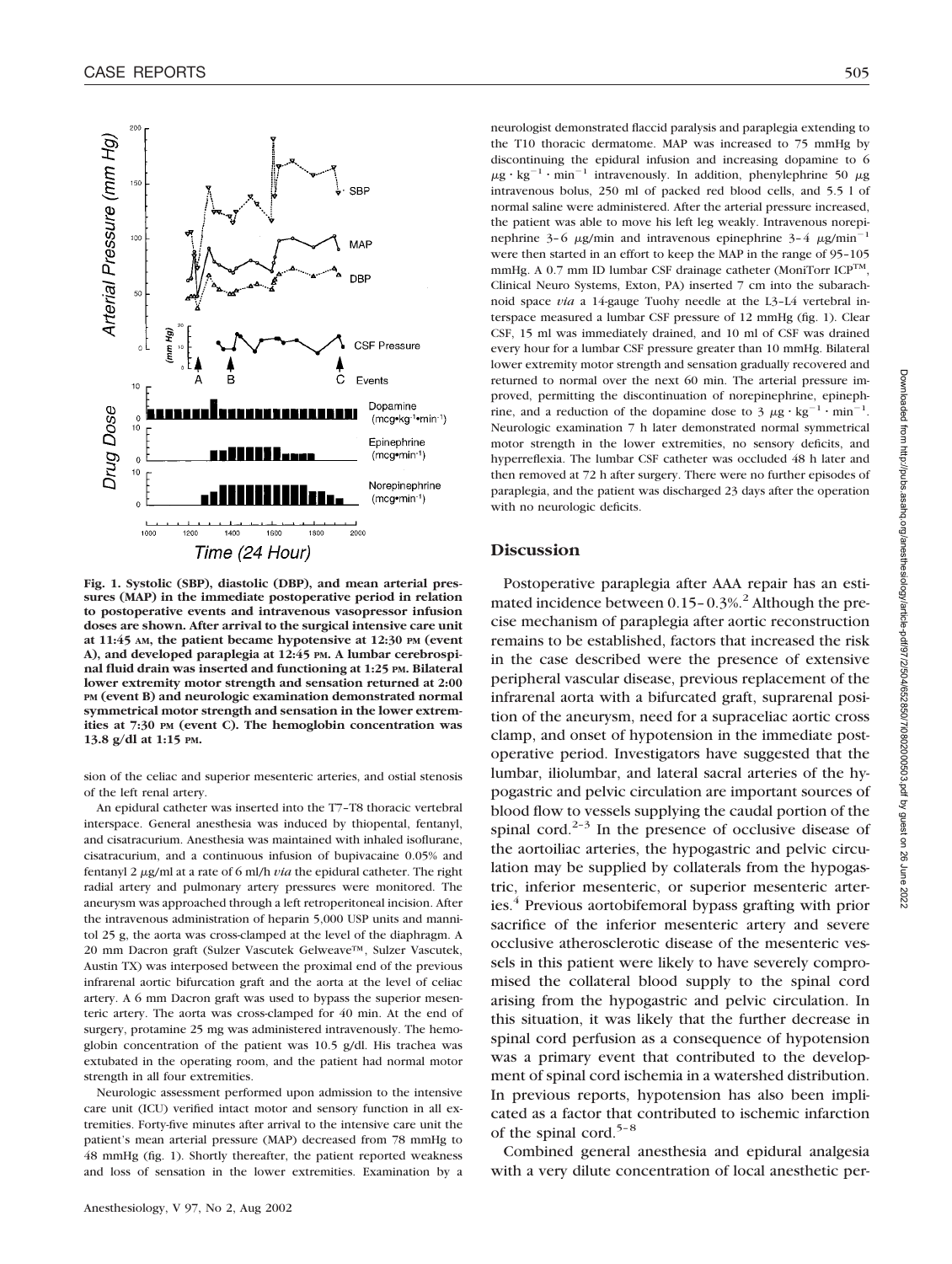**Fig. 1. Systolic (SBP), diastolic (DBP), and mean arterial pressures (MAP) in the immediate postoperative period in relation to postoperative events and intravenous vasopressor infusion doses are shown. After arrival to the surgical intensive care unit at 11:45 AM, the patient became hypotensive at 12:30 PM (event A), and developed paraplegia at 12:45 PM. A lumbar cerebrospinal fluid drain was inserted and functioning at 1:25 PM. Bilateral lower extremity motor strength and sensation returned at 2:00 PM (event B) and neurologic examination demonstrated normal symmetrical motor strength and sensation in the lower extremities at 7:30 PM (event C). The hemoglobin concentration was 13.8 g/dl at 1:15 PM.**

sion of the celiac and superior mesenteric arteries, and ostial stenosis of the left renal artery.

An epidural catheter was inserted into the T7–T8 thoracic vertebral interspace. General anesthesia was induced by thiopental, fentanyl, and cisatracurium. Anesthesia was maintained with inhaled isoflurane, cisatracurium, and a continuous infusion of bupivacaine 0.05% and fentanyl 2 μg/ml at a rate of 6 ml/h *via* the epidural catheter. The right radial artery and pulmonary artery pressures were monitored. The aneurysm was approached through a left retroperitoneal incision. After the intravenous administration of heparin 5,000 USP units and mannitol 25 g, the aorta was cross-clamped at the level of the diaphragm. A 20 mm Dacron graft (Sulzer Vascutek Gelweave™, Sulzer Vascutek, Austin TX) was interposed between the proximal end of the previous infrarenal aortic bifurcation graft and the aorta at the level of celiac artery. A 6 mm Dacron graft was used to bypass the superior mesenteric artery. The aorta was cross-clamped for 40 min. At the end of surgery, protamine 25 mg was administered intravenously. The hemoglobin concentration of the patient was 10.5 g/dl. His trachea was extubated in the operating room, and the patient had normal motor strength in all four extremities.

Neurologic assessment performed upon admission to the intensive care unit (ICU) verified intact motor and sensory function in all extremities. Forty-five minutes after arrival to the intensive care unit the patient's mean arterial pressure (MAP) decreased from 78 mmHg to 48 mmHg (fig. 1). Shortly thereafter, the patient reported weakness and loss of sensation in the lower extremities. Examination by a neurologist demonstrated flaccid paralysis and paraplegia extending to the T10 thoracic dermatome. MAP was increased to 75 mmHg by discontinuing the epidural infusion and increasing dopamine to 6 $\mu g \cdot kg^{-1} \cdot min^{-1}$ intravenously. In addition, phenylephrine 50 μg intravenous bolus, 250 ml of packed red blood cells, and 5.5 l of normal saline were administered. After the arterial pressure increased, the patient was able to move his left leg weakly. Intravenous norepinephrine 3–6 μg/min and intravenous epinephrine 3–4 $\mu g/min^{-1}$ were then started in an effort to keep the MAP in the range of 95–105 mmHg. A 0.7 mm ID lumbar CSF drainage catheter (MoniTorr ICP™, Clinical Neuro Systems, Exton, PA) inserted 7 cm into the subarachnoid space *via* a 14-gauge Tuohy needle at the L3–L4 vertebral interspace measured a lumbar CSF pressure of 12 mmHg (fig. 1). Clear CSF, 15 ml was immediately drained, and 10 ml of CSF was drained every hour for a lumbar CSF pressure greater than 10 mmHg. Bilateral lower extremity motor strength and sensation gradually recovered and returned to normal over the next 60 min. The arterial pressure improved, permitting the discontinuation of norepinephrine, epinephrine, and a reduction of the dopamine dose to 3 $\mu g \cdot kg^{-1} \cdot min^{-1}$. Neurologic examination 7 h later demonstrated normal symmetrical motor strength in the lower extremities, no sensory deficits, and hyperreflexia. The lumbar CSF catheter was occluded 48 h later and then removed at 72 h after surgery. There were no further episodes of paraplegia, and the patient was discharged 23 days after the operation with no neurologic deficits.

## Discussion

Postoperative paraplegia after AAA repair has an estimated incidence between 0.15–0.3%.[2] Although the precise mechanism of paraplegia after aortic reconstruction remains to be established, factors that increased the risk in the case described were the presence of extensive peripheral vascular disease, previous replacement of the infrarenal aorta with a bifurcated graft, suprarenal position of the aneurysm, need for a supraceliac aortic cross clamp, and onset of hypotension in the immediate postoperative period. Investigators have suggested that the lumbar, iliolumbar, and lateral sacral arteries of the hypogastric and pelvic circulation are important sources of blood flow to vessels supplying the caudal portion of the spinal cord.[2–3] In the presence of occlusive disease of the aortoiliac arteries, the hypogastric and pelvic circulation may be supplied by collaterals from the hypogastric, inferior mesenteric, or superior mesenteric arteries.[4] Previous aortobifemoral bypass grafting with prior sacrifice of the inferior mesenteric artery and severe occlusive atherosclerotic disease of the mesenteric vessels in this patient were likely to have severely compromised the collateral blood supply to the spinal cord arising from the hypogastric and pelvic circulation. In this situation, it was likely that the further decrease in spinal cord perfusion as a consequence of hypotension was a primary event that contributed to the development of spinal cord ischemia in a watershed distribution. In previous reports, hypotension has also been implicated as a factor that contributed to ischemic infarction of the spinal cord.[5–8]

Combined general anesthesia and epidural analgesia with a very dilute concentration of local anesthetic per-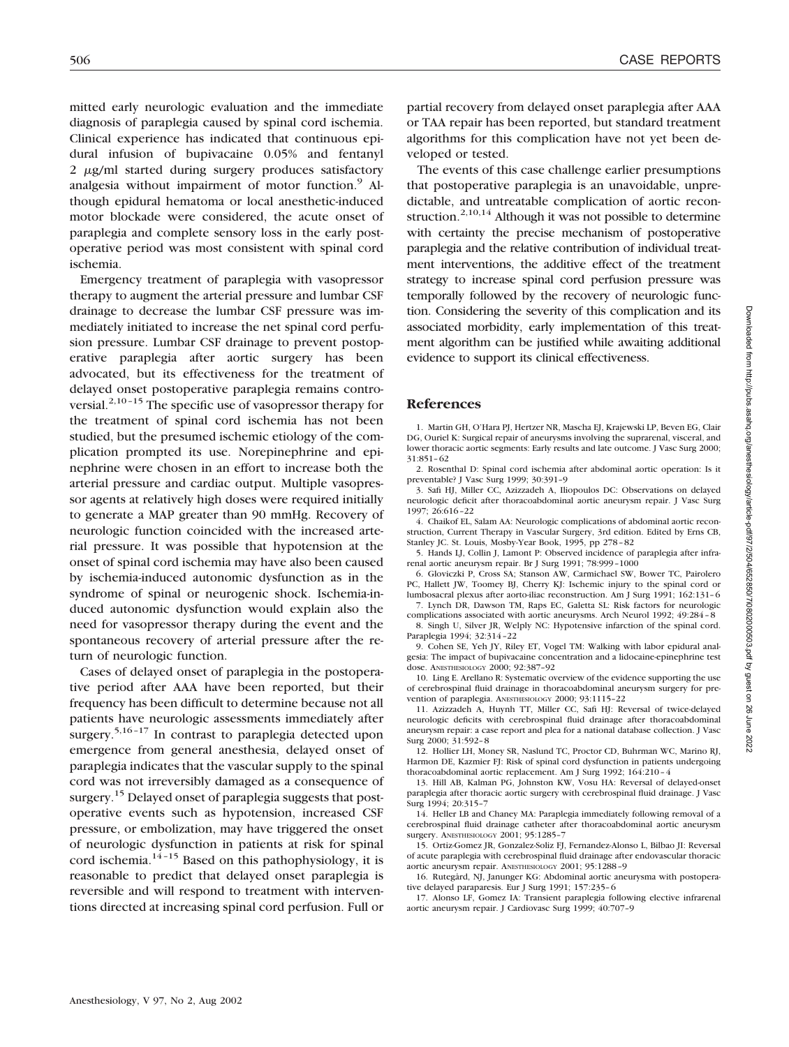mitted early neurologic evaluation and the immediate diagnosis of paraplegia caused by spinal cord ischemia. Clinical experience has indicated that continuous epidural infusion of bupivacaine 0.05% and fentanyl 2 $\mu$g/ml started during surgery produces satisfactory analgesia without impairment of motor function.[9] Although epidural hematoma or local anesthetic-induced motor blockade were considered, the acute onset of paraplegia and complete sensory loss in the early postoperative period was most consistent with spinal cord ischemia.

Emergency treatment of paraplegia with vasopressor therapy to augment the arterial pressure and lumbar CSF drainage to decrease the lumbar CSF pressure was immediately initiated to increase the net spinal cord perfusion pressure. Lumbar CSF drainage to prevent postoperative paraplegia after aortic surgery has been advocated, but its effectiveness for the treatment of delayed onset postoperative paraplegia remains controversial.[2,10–15] The specific use of vasopressor therapy for the treatment of spinal cord ischemia has not been studied, but the presumed ischemic etiology of the complication prompted its use. Norepinephrine and epinephrine were chosen in an effort to increase both the arterial pressure and cardiac output. Multiple vasopressor agents at relatively high doses were required initially to generate a MAP greater than 90 mmHg. Recovery of neurologic function coincided with the increased arterial pressure. It was possible that hypotension at the onset of spinal cord ischemia may have also been caused by ischemia-induced autonomic dysfunction as in the syndrome of spinal or neurogenic shock. Ischemia-induced autonomic dysfunction would explain also the need for vasopressor therapy during the event and the spontaneous recovery of arterial pressure after the return of neurologic function.

Cases of delayed onset of paraplegia in the postoperative period after AAA have been reported, but their frequency has been difficult to determine because not all patients have neurologic assessments immediately after surgery.[5,16–17] In contrast to paraplegia detected upon emergence from general anesthesia, delayed onset of paraplegia indicates that the vascular supply to the spinal cord was not irreversibly damaged as a consequence of surgery.[15] Delayed onset of paraplegia suggests that postoperative events such as hypotension, increased CSF pressure, or embolization, may have triggered the onset of neurologic dysfunction in patients at risk for spinal cord ischemia.[14–15] Based on this pathophysiology, it is reasonable to predict that delayed onset paraplegia is reversible and will respond to treatment with interventions directed at increasing spinal cord perfusion. Full or partial recovery from delayed onset paraplegia after AAA or TAA repair has been reported, but standard treatment algorithms for this complication have not yet been developed or tested.

The events of this case challenge earlier presumptions that postoperative paraplegia is an unavoidable, unpredictable, and untreatable complication of aortic reconstruction.[2,10,14] Although it was not possible to determine with certainty the precise mechanism of postoperative paraplegia and the relative contribution of individual treatment interventions, the additive effect of the treatment strategy to increase spinal cord perfusion pressure was temporally followed by the recovery of neurologic function. Considering the severity of this complication and its associated morbidity, early implementation of this treatment algorithm can be justified while awaiting additional evidence to support its clinical effectiveness.

## References

1. Martin GH, O'Hara PJ, Hertzer NR, Mascha EJ, Krajewski LP, Beven EG, Clair DG, Ouriel K: Surgical repair of aneurysms involving the suprarenal, visceral, and lower thoracic aortic segments: Early results and late outcome. J Vasc Surg 2000; 31:851–62
2. Rosenthal D: Spinal cord ischemia after abdominal aortic operation: Is it preventable? J Vasc Surg 1999; 30:391–9
3. Safi HJ, Miller CC, Azizzadeh A, Iliopoulos DC: Observations on delayed neurologic deficit after thoracoabdominal aortic aneurysm repair. J Vasc Surg 1997; 26:616–22
4. Chaikof EL, Salam AA: Neurologic complications of abdominal aortic reconstruction, Current Therapy in Vascular Surgery, 3rd edition. Edited by Erns CB, Stanley JC. St. Louis, Mosby-Year Book, 1995, pp 278–82
5. Hands LJ, Collin J, Lamont P: Observed incidence of paraplegia after infrarenal aortic aneurysm repair. Br J Surg 1991; 78:999–1000
6. Gloviczki P, Cross SA; Stanson AW, Carmichael SW, Bower TC, Pairolero PC, Hallett JW, Toomey BJ, Cherry KJ: Ischemic injury to the spinal cord or lumbosacral plexus after aorto-iliac reconstruction. Am J Surg 1991; 162:131–6
7. Lynch DR, Dawson TM, Raps EC, Galetta SL: Risk factors for neurologic complications associated with aortic aneurysms. Arch Neurol 1992; 49:284–8
8. Singh U, Silver JR, Welply NC: Hypotensive infarction of the spinal cord. Paraplegia 1994; 32:314–22
9. Cohen SE, Yeh JY, Riley ET, Vogel TM: Walking with labor epidural analgesia: The impact of bupivacaine concentration and a lidocaine-epinephrine test dose. Anesthesiology 2000; 92:387–92
10. Ling E. Arellano R: Systematic overview of the evidence supporting the use of cerebrospinal fluid drainage in thoracoabdominal aneurysm surgery for prevention of paraplegia. Anesthesiology 2000; 93:1115–22
11. Azizzadeh A, Huynh TT, Miller CC, Safi HJ: Reversal of twice-delayed neurologic deficits with cerebrospinal fluid drainage after thoracoabdominal aneurysm repair: a case report and plea for a national database collection. J Vasc Surg 2000; 31:592–8
12. Hollier LH, Money SR, Naslund TC, Proctor CD, Buhrman WC, Marino RJ, Harmon DE, Kazmier FJ: Risk of spinal cord dysfunction in patients undergoing thoracoabdominal aortic replacement. Am J Surg 1992; 164:210–4
13. Hill AB, Kalman PG, Johnston KW, Vosu HA: Reversal of delayed-onset paraplegia after thoracic aortic surgery with cerebrospinal fluid drainage. J Vasc Surg 1994; 20:315–7
14. Heller LB and Chaney MA: Paraplegia immediately following removal of a cerebrospinal fluid drainage catheter after thoracoabdominal aortic aneurysm surgery. Anesthesiology 2001; 95:1285–7
15. Ortiz-Gomez JR, Gonzalez-Soliz FJ, Fernandez-Alonso L, Bilbao JI: Reversal of acute paraplegia with cerebrospinal fluid drainage after endovascular thoracic aortic aneurysm repair. Anesthesiology 2001; 95:1288–9
16. Rutegård, NJ, Janunger KG: Abdominal aortic aneurysma with postoperative delayed paraparesis. Eur J Surg 1991; 157:235–6
17. Alonso LF, Gomez IA: Transient paraplegia following elective infrarenal aortic aneurysm repair. J Cardiovasc Surg 1999; 40:707–9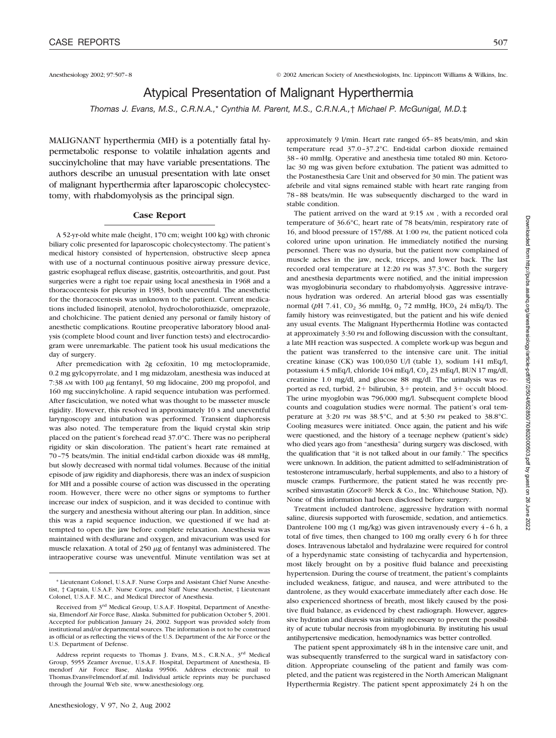# Atypical Presentation of Malignant Hyperthermia

*Thomas J. Evans, M.S., C.R.N.A.,\* Cynthia M. Parent, M.S., C.R.N.A.,† Michael P. McGunigal, M.D.‡*

MALIGNANT hyperthermia (MH) is a potentially fatal hypermetabolic response to volatile inhalation agents and succinylcholine that may have variable presentations. The authors describe an unusual presentation with late onset of malignant hyperthermia after laparoscopic cholecystectomy, with rhabdomyolysis as the principal sign.

## Case Report

A 52-yr-old white male (height, 170 cm; weight 100 kg) with chronic biliary colic presented for laparoscopic cholecystectomy. The patient's medical history consisted of hypertension, obstructive sleep apnea with use of a nocturnal continuous positive airway pressure device, gastric esophageal reflux disease, gastritis, osteoarthritis, and gout. Past surgeries were a right toe repair using local anesthesia in 1968 and a thoracocentesis for pleurisy in 1983, both uneventful. The anesthetic for the thoracocentesis was unknown to the patient. Current medications included lisinopril, atenolol, hydrocholorothiazide, omeprazole, and cholchicine. The patient denied any personal or family history of anesthetic complications. Routine preoperative laboratory blood analysis (complete blood count and liver function tests) and electrocardiogram were unremarkable. The patient took his usual medications the day of surgery.

After premedication with 2g cefoxitin, 10 mg metoclopramide, 0.2 mg gylcopyrrolate, and 1 mg midazolam, anesthesia was induced at 7:38 AM with 100 $\mu$g fentanyl, 50 mg lidocaine, 200 mg propofol, and 160 mg succinylcholine. A rapid sequence intubation was performed. After fasciculation, we noted what was thought to be masseter muscle rigidity. However, this resolved in approximately 10 s and uneventful laryngoscopy and intubation was performed. Transient diaphoresis was also noted. The temperature from the liquid crystal skin strip placed on the patient's forehead read 37.0°C. There was no peripheral rigidity or skin discoloration. The patient's heart rate remained at 70–75 beats/min. The initial end-tidal carbon dioxide was 48 mmHg, but slowly decreased with normal tidal volumes. Because of the initial episode of jaw rigidity and diaphoresis, there was an index of suspicion for MH and a possible course of action was discussed in the operating room. However, there were no other signs or symptoms to further increase our index of suspicion, and it was decided to continue with the surgery and anesthesia without altering our plan. In addition, since this was a rapid sequence induction, we questioned if we had attempted to open the jaw before complete relaxation. Anesthesia was maintained with desflurane and oxygen, and mivacurium was used for muscle relaxation. A total of 250 $\mu$g of fentanyl was administered. The intraoperative course was uneventful. Minute ventilation was set at approximately 9 l/min. Heart rate ranged 65–85 beats/min, and skin temperature read 37.0–37.2°C. End-tidal carbon dioxide remained 38–40 mmHg. Operative and anesthesia time totaled 80 min. Ketorolac 30 mg was given before extubation. The patient was admitted to the Postanesthesia Care Unit and observed for 30 min. The patient was afebrile and vital signs remained stable with heart rate ranging from 78–88 beats/min. He was subsequently discharged to the ward in stable condition.

The patient arrived on the ward at 9:15 AM, with a recorded oral temperature of 36.6°C, heart rate of 78 beats/min, respiratory rate of 16, and blood pressure of 157/88. At 1:00 PM, the patient noticed cola colored urine upon urination. He immediately notified the nursing personnel. There was no dysuria, but the patient now complained of muscle aches in the jaw, neck, triceps, and lower back. The last recorded oral temperature at 12:20 PM was 37.3°C. Both the surgery and anesthesia departments were notified, and the initial impression was myoglobinuria secondary to rhabdomyolysis. Aggressive intravenous hydration was ordered. An arterial blood gas was essentially normal (*p*H 7.41, $CO_2$ 36 mmHg, $O_2$ 72 mmHg, $HCO_3$ 24 mEq/l). The family history was reinvestigated, but the patient and his wife denied any usual events. The Malignant Hyperthermia Hotline was contacted at approximately 3:30 PM and following discussion with the consultant, a late MH reaction was suspected. A complete work-up was begun and the patient was transferred to the intensive care unit. The initial creatine kinase (CK) was 100,030 U/l (table 1), sodium 141 mEq/l, potassium 4.5 mEq/l, chloride 104 mEq/l, $CO_2$ 23 mEq/l, BUN 17 mg/dl, creatinine 1.0 mg/dl, and glucose 88 mg/dl. The urinalysis was reported as red, turbid, 2+ bilirubin, 3+ protein, and 3+ occult blood. The urine myoglobin was 796,000 mg/l. Subsequent complete blood counts and coagulation studies were normal. The patient's oral temperature at 3:20 PM was 38.5°C, and at 5:30 PM peaked to 38.8°C. Cooling measures were initiated. Once again, the patient and his wife were questioned, and the history of a teenage nephew (patient's side) who died years ago from "anesthesia" during surgery was disclosed, with the qualification that "it is not talked about in our family." The specifics were unknown. In addition, the patient admitted to self-administration of testosterone intramuscularly, herbal supplements, and also to a history of muscle cramps. Furthermore, the patient stated he was recently prescribed simvastatin (Zocor® Merck & Co., Inc. Whitehouse Station, NJ). None of this information had been disclosed before surgery.

Treatment included dantrolene, aggressive hydration with normal saline, diuresis supported with furosemide, sedation, and antiemetics. Dantrolene 100 mg (1 mg/kg) was given intravenously every 4–6 h, a total of five times, then changed to 100 mg orally every 6 h for three doses. Intravenous labetalol and hydralazine were required for control of a hyperdynamic state consisting of tachycardia and hypertension, most likely brought on by a positive fluid balance and preexisting hypertension. During the course of treatment, the patient's complaints included weakness, fatigue, and nausea, and were attributed to the dantrolene, as they would exacerbate immediately after each dose. He also experienced shortness of breath, most likely caused by the positive fluid balance, as evidenced by chest radiograph. However, aggressive hydration and diuresis was initially necessary to prevent the possibility of acute tubular necrosis from myoglobinuria. By instituting his usual antihypertensive medication, hemodynamics was better controlled.

The patient spent approximately 48 h in the intensive care unit, and was subsequently transferred to the surgical ward in satisfactory condition. Appropriate counseling of the patient and family was completed, and the patient was registered in the North American Malignant Hyperthermia Registry. The patient spent approximately 24 h on the

---

\* Lieutenant Colonel, U.S.A.F. Nurse Corps and Assistant Chief Nurse Anesthetist, † Captain, U.S.A.F. Nurse Corps, and Staff Nurse Anesthetist, ‡ Lieutenant Colonel, U.S.A.F. M.C., and Medical Director of Anesthesia.

Received from 3rd Medical Group, U.S.A.F. Hospital, Department of Anesthesia, Elmendorf Air Force Base, Alaska. Submitted for publication October 5, 2001. Accepted for publication January 24, 2002. Support was provided solely from institutional and/or departmental sources. The information is not to be construed as official or as reflecting the views of the U.S. Department of the Air Force or the U.S. Department of Defense.

Address reprint requests to Thomas J. Evans, M.S., C.R.N.A., 3rd Medical Group, 5955 Zeamer Avenue, U.S.A.F. Hospital, Department of Anesthesia, Elmendorf Air Force Base, Alaska 99506. Address electronic mail to Thomas.Evans@elmendorf.af.mil. Individual article reprints may be purchased through the Journal Web site, www.anesthesiology.org.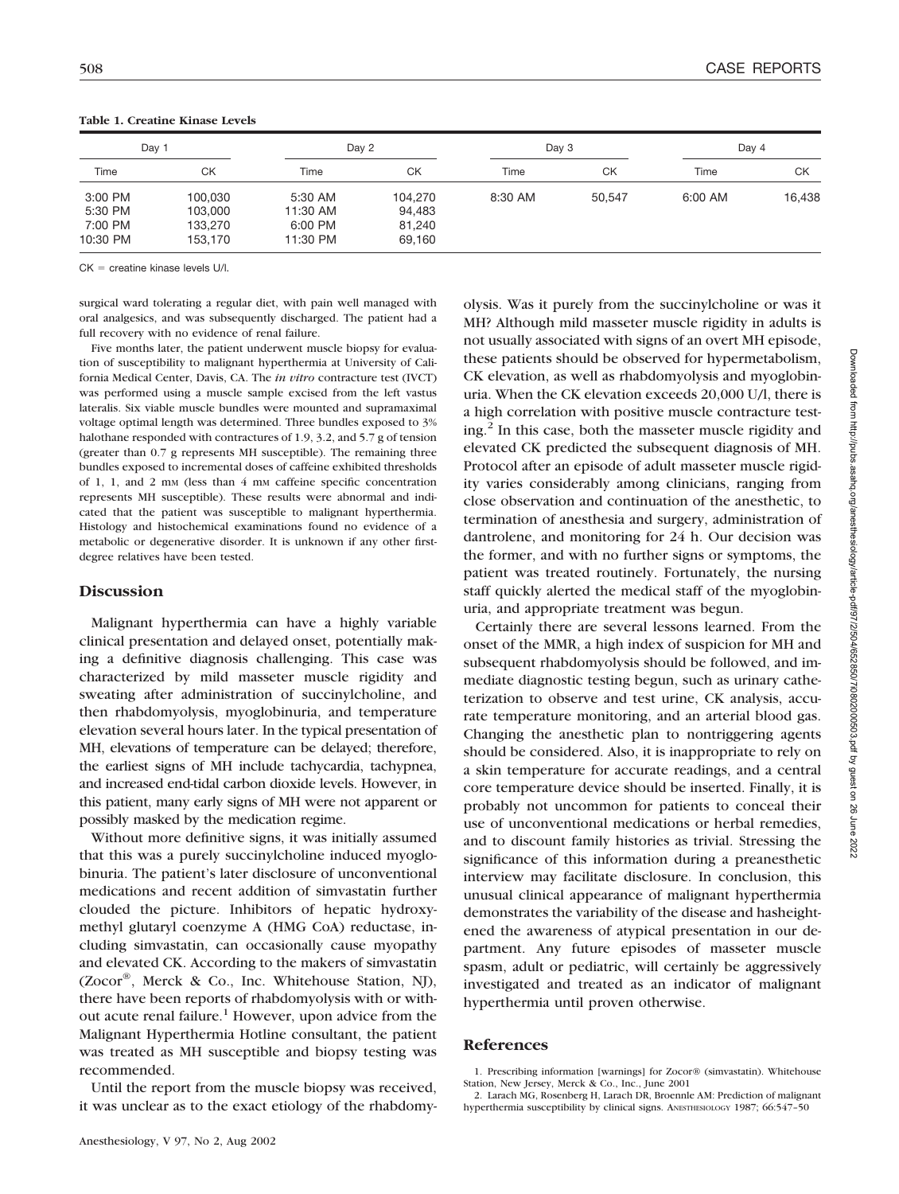**Table 1. Creatine Kinase Levels**

| Day 1 | | Day 2 | | Day 3 | | Day 4 | |
|---|---|---|---|---|---|---|---|
| Time | CK | Time | CK | Time | CK | Time | CK |
| 3:00 PM | 100,030 | 5:30 AM | 104,270 | 8:30 AM | 50,547 | 6:00 AM | 16,438 |
| 5:30 PM | 103,000 | 11:30 AM | 94,483 | | | | |
| 7:00 PM | 133,270 | 6:00 PM | 81,240 | | | | |
| 10:30 PM | 153,170 | 11:30 PM | 69,160 | | | | |

CK = creatine kinase levels U/l.

surgical ward tolerating a regular diet, with pain well managed with oral analgesics, and was subsequently discharged. The patient had a full recovery with no evidence of renal failure.

Five months later, the patient underwent muscle biopsy for evaluation of susceptibility to malignant hyperthermia at University of California Medical Center, Davis, CA. The *in vitro* contracture test (IVCT) was performed using a muscle sample excised from the left vastus lateralis. Six viable muscle bundles were mounted and supramaximal voltage optimal length was determined. Three bundles exposed to 3% halothane responded with contractures of 1.9, 3.2, and 5.7 g of tension (greater than 0.7 g represents MH susceptible). The remaining three bundles exposed to incremental doses of caffeine exhibited thresholds of 1, 1, and 2 mM (less than 4 mM caffeine specific concentration represents MH susceptible). These results were abnormal and indicated that the patient was susceptible to malignant hyperthermia. Histology and histochemical examinations found no evidence of a metabolic or degenerative disorder. It is unknown if any other first-degree relatives have been tested.

## Discussion

Malignant hyperthermia can have a highly variable clinical presentation and delayed onset, potentially making a definitive diagnosis challenging. This case was characterized by mild masseter muscle rigidity and sweating after administration of succinylcholine, and then rhabdomyolysis, myoglobinuria, and temperature elevation several hours later. In the typical presentation of MH, elevations of temperature can be delayed; therefore, the earliest signs of MH include tachycardia, tachypnea, and increased end-tidal carbon dioxide levels. However, in this patient, many early signs of MH were not apparent or possibly masked by the medication regime.

Without more definitive signs, it was initially assumed that this was a purely succinylcholine induced myoglobinuria. The patient's later disclosure of unconventional medications and recent addition of simvastatin further clouded the picture. Inhibitors of hepatic hydroxymethyl glutaryl coenzyme A (HMG CoA) reductase, including simvastatin, can occasionally cause myopathy and elevated CK. According to the makers of simvastatin (Zocor®, Merck & Co., Inc. Whitehouse Station, NJ), there have been reports of rhabdomyolysis with or without acute renal failure.[1] However, upon advice from the Malignant Hyperthermia Hotline consultant, the patient was treated as MH susceptible and biopsy testing was recommended.

Until the report from the muscle biopsy was received, it was unclear as to the exact etiology of the rhabdomyolysis. Was it purely from the succinylcholine or was it MH? Although mild masseter muscle rigidity in adults is not usually associated with signs of an overt MH episode, these patients should be observed for hypermetabolism, CK elevation, as well as rhabdomyolysis and myoglobinuria. When the CK elevation exceeds 20,000 U/l, there is a high correlation with positive muscle contracture testing.[2] In this case, both the masseter muscle rigidity and elevated CK predicted the subsequent diagnosis of MH. Protocol after an episode of adult masseter muscle rigidity varies considerably among clinicians, ranging from close observation and continuation of the anesthetic, to termination of anesthesia and surgery, administration of dantrolene, and monitoring for 24 h. Our decision was the former, and with no further signs or symptoms, the patient was treated routinely. Fortunately, the nursing staff quickly alerted the medical staff of the myoglobinuria, and appropriate treatment was begun.

Certainly there are several lessons learned. From the onset of the MMR, a high index of suspicion for MH and subsequent rhabdomyolysis should be followed, and immediate diagnostic testing begun, such as urinary catheterization to observe and test urine, CK analysis, accurate temperature monitoring, and an arterial blood gas. Changing the anesthetic plan to nontriggering agents should be considered. Also, it is inappropriate to rely on a skin temperature for accurate readings, and a central core temperature device should be inserted. Finally, it is probably not uncommon for patients to conceal their use of unconventional medications or herbal remedies, and to discount family histories as trivial. Stressing the significance of this information during a preanesthetic interview may facilitate disclosure. In conclusion, this unusual clinical appearance of malignant hyperthermia demonstrates the variability of the disease and hasheightened the awareness of atypical presentation in our department. Any future episodes of masseter muscle spasm, adult or pediatric, will certainly be aggressively investigated and treated as an indicator of malignant hyperthermia until proven otherwise.

## References

1. Prescribing information [warnings] for Zocor® (simvastatin). Whitehouse Station, New Jersey, Merck & Co., Inc., June 2001
2. Larach MG, Rosenberg H, Larach DR, Broennle AM: Prediction of malignant hyperthermia susceptibility by clinical signs. ANESTHESIOLOGY 1987; 66:547–50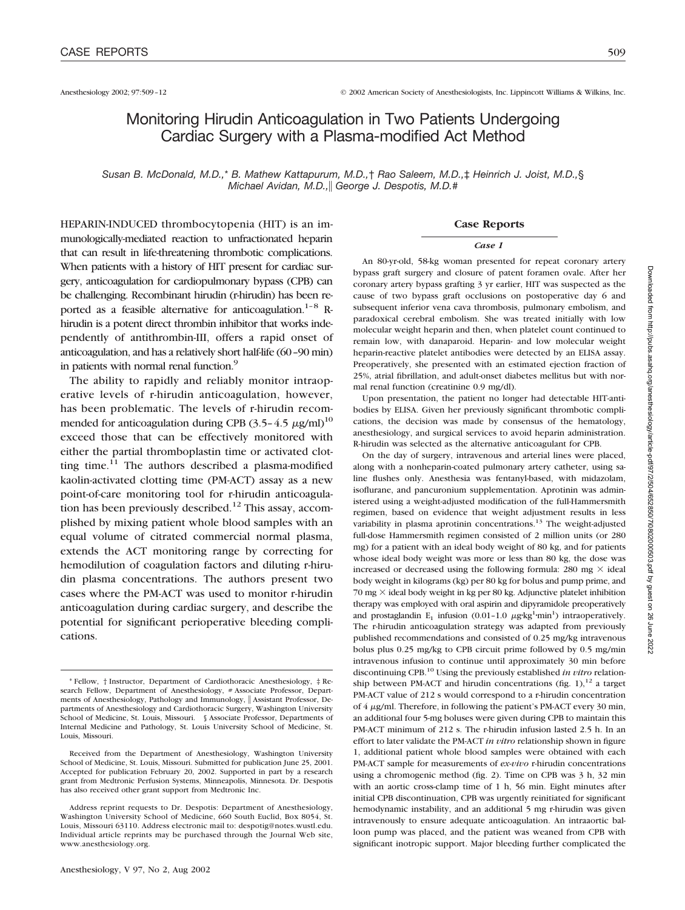Anesthesiology 2002; 97:509–12 © 2002 American Society of Anesthesiologists, Inc. Lippincott Williams & Wilkins, Inc.

# Monitoring Hirudin Anticoagulation in Two Patients Undergoing Cardiac Surgery with a Plasma-modified Act Method

*Susan B. McDonald, M.D.,\* B. Mathew Kattapurum, M.D.,† Rao Saleem, M.D.,‡ Heinrich J. Joist, M.D.,§ Michael Avidan, M.D.,‖ George J. Despotis, M.D.#*

HEPARIN-INDUCED thrombocytopenia (HIT) is an immunologically-mediated reaction to unfractionated heparin that can result in life-threatening thrombotic complications. When patients with a history of HIT present for cardiac surgery, anticoagulation for cardiopulmonary bypass (CPB) can be challenging. Recombinant hirudin (r-hirudin) has been reported as a feasible alternative for anticoagulation.[1–8] R-hirudin is a potent direct thrombin inhibitor that works independently of antithrombin-III, offers a rapid onset of anticoagulation, and has a relatively short half-life (60–90 min) in patients with normal renal function.[9]

The ability to rapidly and reliably monitor intraoperative levels of r-hirudin anticoagulation, however, has been problematic. The levels of r-hirudin recommended for anticoagulation during CPB (3.5–4.5 μg/ml)[10] exceed those that can be effectively monitored with either the partial thromboplastin time or activated clotting time.[11] The authors described a plasma-modified kaolin-activated clotting time (PM-ACT) assay as a new point-of-care monitoring tool for r-hirudin anticoagulation has been previously described.[12] This assay, accomplished by mixing patient whole blood samples with an equal volume of citrated commercial normal plasma, extends the ACT monitoring range by correcting for hemodilution of coagulation factors and diluting r-hirudin plasma concentrations. The authors present two cases where the PM-ACT was used to monitor r-hirudin anticoagulation during cardiac surgery, and describe the potential for significant perioperative bleeding complications.

\* Fellow, † Instructor, Department of Cardiothoracic Anesthesiology, ‡ Research Fellow, Department of Anesthesiology, # Associate Professor, Departments of Anesthesiology, Pathology and Immunology, ‖ Assistant Professor, Departments of Anesthesiology and Cardiothoracic Surgery, Washington University School of Medicine, St. Louis, Missouri. § Associate Professor, Departments of Internal Medicine and Pathology, St. Louis University School of Medicine, St. Louis, Missouri.

Received from the Department of Anesthesiology, Washington University School of Medicine, St. Louis, Missouri. Submitted for publication June 25, 2001. Accepted for publication February 20, 2002. Supported in part by a research grant from Medtronic Perfusion Systems, Minneapolis, Minnesota. Dr. Despotis has also received other grant support from Medtronic Inc.

Address reprint requests to Dr. Despotis: Department of Anesthesiology, Washington University School of Medicine, 660 South Euclid, Box 8054, St. Louis, Missouri 63110. Address electronic mail to: despotig@notes.wustl.edu. Individual article reprints may be purchased through the Journal Web site, www.anesthesiology.org.

## Case Reports

### *Case 1*

An 80-yr-old, 58-kg woman presented for repeat coronary artery bypass graft surgery and closure of patent foramen ovale. After her coronary artery bypass grafting 3 yr earlier, HIT was suspected as the cause of two bypass graft occlusions on postoperative day 6 and subsequent inferior vena cava thrombosis, pulmonary embolism, and paradoxical cerebral embolism. She was treated initially with low molecular weight heparin and then, when platelet count continued to remain low, with danaparoid. Heparin- and low molecular weight heparin-reactive platelet antibodies were detected by an ELISA assay. Preoperatively, she presented with an estimated ejection fraction of 25%, atrial fibrillation, and adult-onset diabetes mellitus but with normal renal function (creatinine 0.9 mg/dl).

Upon presentation, the patient no longer had detectable HIT-antibodies by ELISA. Given her previously significant thrombotic complications, the decision was made by consensus of the hematology, anesthesiology, and surgical services to avoid heparin administration. R-hirudin was selected as the alternative anticoagulant for CPB.

On the day of surgery, intravenous and arterial lines were placed, along with a nonheparin-coated pulmonary artery catheter, using saline flushes only. Anesthesia was fentanyl-based, with midazolam, isoflurane, and pancuronium supplementation. Aprotinin was administered using a weight-adjusted modification of the full-Hammersmith regimen, based on evidence that weight adjustment results in less variability in plasma aprotinin concentrations.[13] The weight-adjusted full-dose Hammersmith regimen consisted of 2 million units (or 280 mg) for a patient with an ideal body weight of 80 kg, and for patients whose ideal body weight was more or less than 80 kg, the dose was increased or decreased using the following formula: 280 mg × ideal body weight in kilograms (kg) per 80 kg for bolus and pump prime, and 70 mg × ideal body weight in kg per 80 kg. Adjunctive platelet inhibition therapy was employed with oral aspirin and dipyramidole preoperatively and prostaglandin $E_1$ infusion (0.01–1.0 $\mu g \cdot kg^{1} \cdot min^{1}$) intraoperatively. The r-hirudin anticoagulation strategy was adapted from previously published recommendations and consisted of 0.25 mg/kg intravenous bolus plus 0.25 mg/kg to CPB circuit prime followed by 0.5 mg/min intravenous infusion to continue until approximately 30 min before discontinuing CPB.[10] Using the previously established *in vitro* relationship between PM-ACT and hirudin concentrations (fig. 1),[12] a target PM-ACT value of 212 s would correspond to a r-hirudin concentration of 4 μg/ml. Therefore, in following the patient's PM-ACT every 30 min, an additional four 5-mg boluses were given during CPB to maintain this PM-ACT minimum of 212 s. The r-hirudin infusion lasted 2.5 h. In an effort to later validate the PM-ACT *in vitro* relationship shown in figure 1, additional patient whole blood samples were obtained with each PM-ACT sample for measurements of *ex-vivo* r-hirudin concentrations using a chromogenic method (fig. 2). Time on CPB was 3 h, 32 min with an aortic cross-clamp time of 1 h, 56 min. Eight minutes after initial CPB discontinuation, CPB was urgently reinitiated for significant hemodynamic instability, and an additional 5 mg r-hirudin was given intravenously to ensure adequate anticoagulation. An intraaortic balloon pump was placed, and the patient was weaned from CPB with significant inotropic support. Major bleeding further complicated the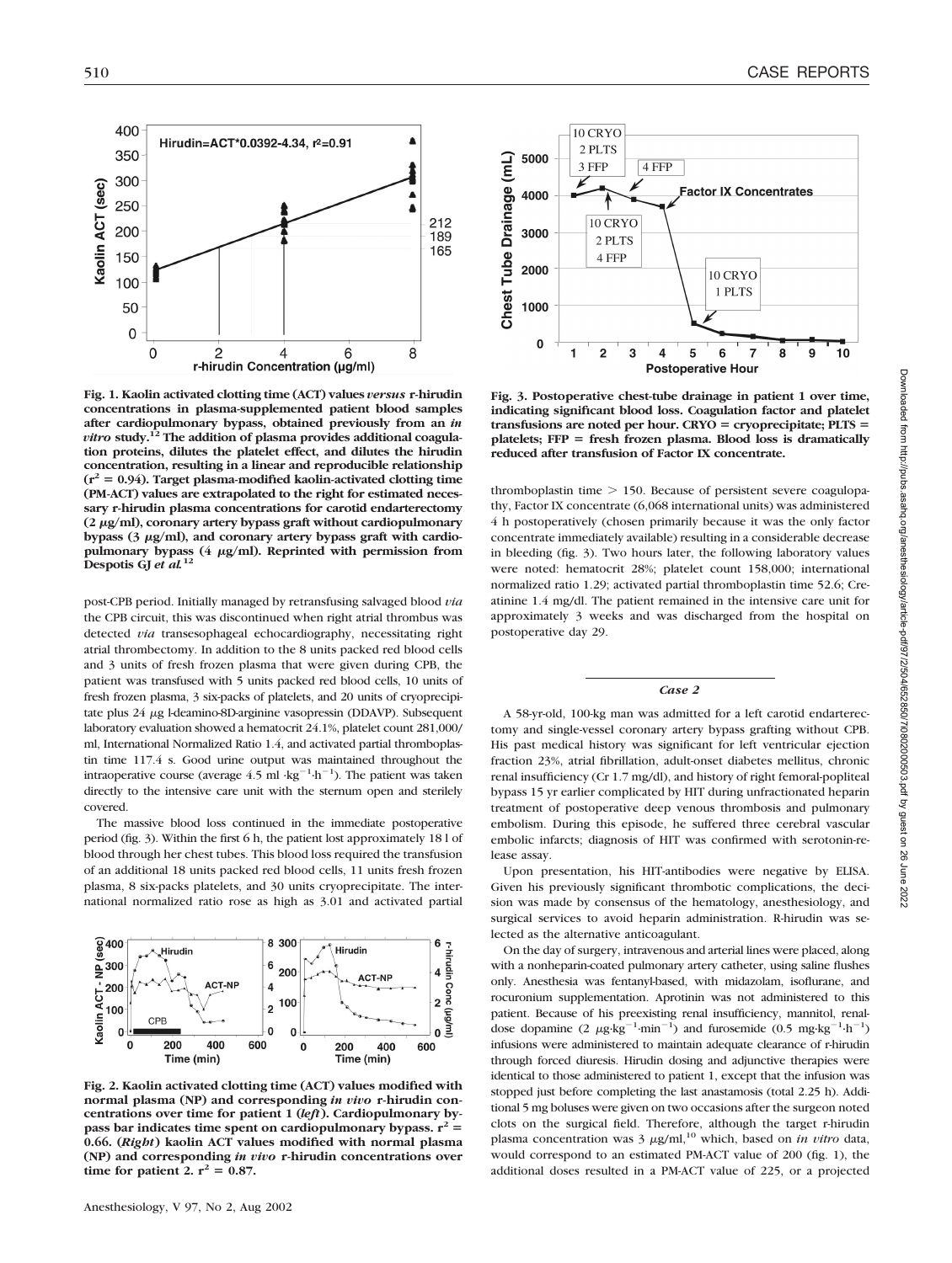Fig. 1. Kaolin activated clotting time (ACT) values *versus* r-hirudin concentrations in plasma-supplemented patient blood samples after cardiopulmonary bypass, obtained previously from an *in vitro* study.[12] The addition of plasma provides additional coagulation proteins, dilutes the platelet effect, and dilutes the hirudin concentration, resulting in a linear and reproducible relationship ($r^2 = 0.94$). Target plasma-modified kaolin-activated clotting time (PM-ACT) values are extrapolated to the right for estimated necessary r-hirudin plasma concentrations for carotid endarterectomy (2 μg/ml), coronary artery bypass graft without cardiopulmonary bypass (3 μg/ml), and coronary artery bypass graft with cardiopulmonary bypass (4 μg/ml). Reprinted with permission from Despotis GJ *et al.*[12]

post-CPB period. Initially managed by retransfusing salvaged blood *via* the CPB circuit, this was discontinued when right atrial thrombus was detected *via* transesophageal echocardiography, necessitating right atrial thrombectomy. In addition to the 8 units packed red blood cells and 3 units of fresh frozen plasma that were given during CPB, the patient was transfused with 5 units packed red blood cells, 10 units of fresh frozen plasma, 3 six-packs of platelets, and 20 units of cryoprecipitate plus 24 μg l-deamino-8D-arginine vasopressin (DDAVP). Subsequent laboratory evaluation showed a hematocrit 24.1%, platelet count 281,000/ml, International Normalized Ratio 1.4, and activated partial thromboplastin time 117.4 s. Good urine output was maintained throughout the intraoperative course (average 4.5 ml $\cdot kg^{-1} \cdot h^{-1}$). The patient was taken directly to the intensive care unit with the sternum open and sterilely covered.

The massive blood loss continued in the immediate postoperative period (fig. 3). Within the first 6 h, the patient lost approximately 18 l of blood through her chest tubes. This blood loss required the transfusion of an additional 18 units packed red blood cells, 11 units fresh frozen plasma, 8 six-packs platelets, and 30 units cryoprecipitate. The international normalized ratio rose as high as 3.01 and activated partial

Fig. 2. Kaolin activated clotting time (ACT) values modified with normal plasma (NP) and corresponding *in vivo* r-hirudin concentrations over time for patient 1 (*left*). Cardiopulmonary bypass bar indicates time spent on cardiopulmonary bypass. $r^2 = 0.66$. (*Right*) kaolin ACT values modified with normal plasma (NP) and corresponding *in vivo* r-hirudin concentrations over time for patient 2. $r^2 = 0.87$.

Fig. 3. Postoperative chest-tube drainage in patient 1 over time, indicating significant blood loss. Coagulation factor and platelet transfusions are noted per hour. CRYO = cryoprecipitate; PLTS = platelets; FFP = fresh frozen plasma. Blood loss is dramatically reduced after transfusion of Factor IX concentrate.

thromboplastin time > 150. Because of persistent severe coagulopathy, Factor IX concentrate (6,068 international units) was administered 4 h postoperatively (chosen primarily because it was the only factor concentrate immediately available) resulting in a considerable decrease in bleeding (fig. 3). Two hours later, the following laboratory values were noted: hematocrit 28%; platelet count 158,000; international normalized ratio 1.29; activated partial thromboplastin time 52.6; Creatinine 1.4 mg/dl. The patient remained in the intensive care unit for approximately 3 weeks and was discharged from the hospital on postoperative day 29.

### *Case 2*

A 58-yr-old, 100-kg man was admitted for a left carotid endarterectomy and single-vessel coronary artery bypass grafting without CPB. His past medical history was significant for left ventricular ejection fraction 23%, atrial fibrillation, adult-onset diabetes mellitus, chronic renal insufficiency (Cr 1.7 mg/dl), and history of right femoral-popliteal bypass 15 yr earlier complicated by HIT during unfractionated heparin treatment of postoperative deep venous thrombosis and pulmonary embolism. During this episode, he suffered three cerebral vascular embolic infarcts; diagnosis of HIT was confirmed with serotonin-release assay.

Upon presentation, his HIT-antibodies were negative by ELISA. Given his previously significant thrombotic complications, the decision was made by consensus of the hematology, anesthesiology, and surgical services to avoid heparin administration. R-hirudin was selected as the alternative anticoagulant.

On the day of surgery, intravenous and arterial lines were placed, along with a nonheparin-coated pulmonary artery catheter, using saline flushes only. Anesthesia was fentanyl-based, with midazolam, isoflurane, and rocuronium supplementation. Aprotinin was not administered to this patient. Because of his preexisting renal insufficiency, mannitol, renal-dose dopamine (2 $\mu g \cdot kg^{-1} \cdot min^{-1}$) and furosemide (0.5 $mg \cdot kg^{-1} \cdot h^{-1}$) infusions were administered to maintain adequate clearance of r-hirudin through forced diuresis. Hirudin dosing and adjunctive therapies were identical to those administered to patient 1, except that the infusion was stopped just before completing the last anastamosis (total 2.25 h). Additional 5 mg boluses were given on two occasions after the surgeon noted clots on the surgical field. Therefore, although the target r-hirudin plasma concentration was 3 μg/ml,[10] which, based on *in vitro* data, would correspond to an estimated PM-ACT value of 200 (fig. 1), the additional doses resulted in a PM-ACT value of 225, or a projected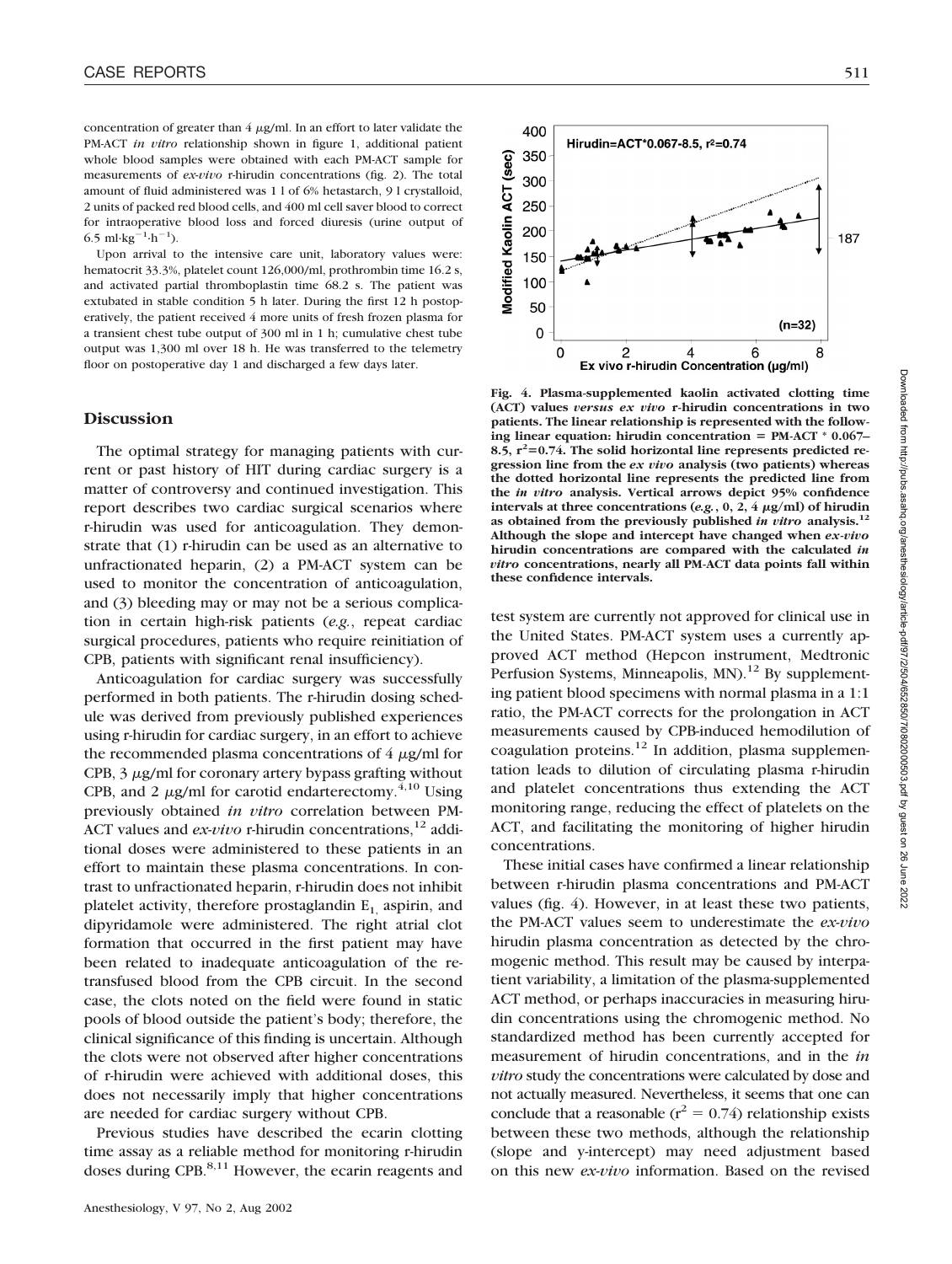concentration of greater than 4 μg/ml. In an effort to later validate the PM-ACT *in vitro* relationship shown in figure 1, additional patient whole blood samples were obtained with each PM-ACT sample for measurements of *ex-vivo* r-hirudin concentrations (fig. 2). The total amount of fluid administered was 1 l of 6% hetastarch, 9 l crystalloid, 2 units of packed red blood cells, and 400 ml cell saver blood to correct for intraoperative blood loss and forced diuresis (urine output of 6.5 $ml \cdot kg^{-1} \cdot h^{-1}$).

Upon arrival to the intensive care unit, laboratory values were: hematocrit 33.3%, platelet count 126,000/ml, prothrombin time 16.2 s, and activated partial thromboplastin time 68.2 s. The patient was extubated in stable condition 5 h later. During the first 12 h postoperatively, the patient received 4 more units of fresh frozen plasma for a transient chest tube output of 300 ml in 1 h; cumulative chest tube output was 1,300 ml over 18 h. He was transferred to the telemetry floor on postoperative day 1 and discharged a few days later.

## Discussion

The optimal strategy for managing patients with current or past history of HIT during cardiac surgery is a matter of controversy and continued investigation. This report describes two cardiac surgical scenarios where r-hirudin was used for anticoagulation. They demonstrate that (1) r-hirudin can be used as an alternative to unfractionated heparin, (2) a PM-ACT system can be used to monitor the concentration of anticoagulation, and (3) bleeding may or may not be a serious complication in certain high-risk patients (*e.g.*, repeat cardiac surgical procedures, patients who require reinitiation of CPB, patients with significant renal insufficiency).

Anticoagulation for cardiac surgery was successfully performed in both patients. The r-hirudin dosing schedule was derived from previously published experiences using r-hirudin for cardiac surgery, in an effort to achieve the recommended plasma concentrations of 4 μg/ml for CPB, 3 μg/ml for coronary artery bypass grafting without CPB, and 2 μg/ml for carotid endarterectomy.[4,10] Using previously obtained *in vitro* correlation between PM-ACT values and *ex-vivo* r-hirudin concentrations,[12] additional doses were administered to these patients in an effort to maintain these plasma concentrations. In contrast to unfractionated heparin, r-hirudin does not inhibit platelet activity, therefore prostaglandin $E_1$, aspirin, and dipyridamole were administered. The right atrial clot formation that occurred in the first patient may have been related to inadequate anticoagulation of the retransfused blood from the CPB circuit. In the second case, the clots noted on the field were found in static pools of blood outside the patient's body; therefore, the clinical significance of this finding is uncertain. Although the clots were not observed after higher concentrations of r-hirudin were achieved with additional doses, this does not necessarily imply that higher concentrations are needed for cardiac surgery without CPB.

Previous studies have described the ecarin clotting time assay as a reliable method for monitoring r-hirudin doses during CPB.[8,11] However, the ecarin reagents and test system are currently not approved for clinical use in the United States. PM-ACT system uses a currently approved ACT method (Hepcon instrument, Medtronic Perfusion Systems, Minneapolis, MN).[12] By supplementing patient blood specimens with normal plasma in a 1:1 ratio, the PM-ACT corrects for the prolongation in ACT measurements caused by CPB-induced hemodilution of coagulation proteins.[12] In addition, plasma supplementation leads to dilution of circulating plasma r-hirudin and platelet concentrations thus extending the ACT monitoring range, reducing the effect of platelets on the ACT, and facilitating the monitoring of higher hirudin concentrations.

**Fig. 4. Plasma-supplemented kaolin activated clotting time (ACT) values *versus ex vivo* r-hirudin concentrations in two patients. The linear relationship is represented with the following linear equation: hirudin concentration = PM-ACT * 0.067–8.5, $r^2$=0.74. The solid horizontal line represents predicted regression line from the *ex vivo* analysis (two patients) whereas the dotted horizontal line represents the predicted line from the *in vitro* analysis. Vertical arrows depict 95% confidence intervals at three concentrations (*e.g.*, 0, 2, 4 μg/ml) of hirudin as obtained from the previously published *in vitro* analysis.[12] Although the slope and intercept have changed when *ex-vivo* hirudin concentrations are compared with the calculated *in vitro* concentrations, nearly all PM-ACT data points fall within these confidence intervals.**

These initial cases have confirmed a linear relationship between r-hirudin plasma concentrations and PM-ACT values (fig. 4). However, in at least these two patients, the PM-ACT values seem to underestimate the *ex-vivo* hirudin plasma concentration as detected by the chromogenic method. This result may be caused by interpatient variability, a limitation of the plasma-supplemented ACT method, or perhaps inaccuracies in measuring hirudin concentrations using the chromogenic method. No standardized method has been currently accepted for measurement of hirudin concentrations, and in the *in vitro* study the concentrations were calculated by dose and not actually measured. Nevertheless, it seems that one can conclude that a reasonable ($r^2$ = 0.74) relationship exists between these two methods, although the relationship (slope and y-intercept) may need adjustment based on this new *ex-vivo* information. Based on the revised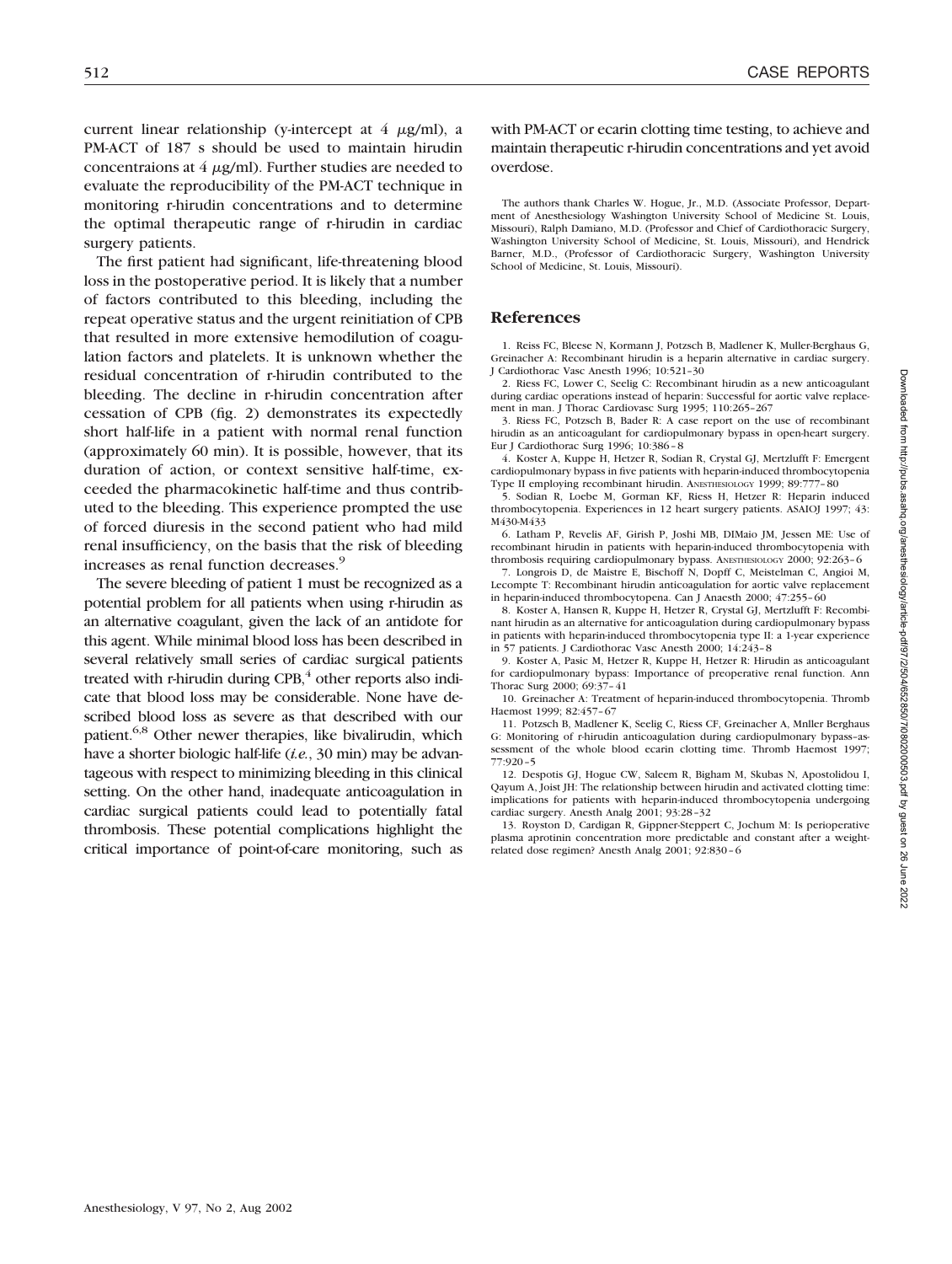current linear relationship (y-intercept at 4 μg/ml), a PM-ACT of 187 s should be used to maintain hirudin concentraions at 4 μg/ml). Further studies are needed to evaluate the reproducibility of the PM-ACT technique in monitoring r-hirudin concentrations and to determine the optimal therapeutic range of r-hirudin in cardiac surgery patients.

The first patient had significant, life-threatening blood loss in the postoperative period. It is likely that a number of factors contributed to this bleeding, including the repeat operative status and the urgent reinitiation of CPB that resulted in more extensive hemodilution of coagulation factors and platelets. It is unknown whether the residual concentration of r-hirudin contributed to the bleeding. The decline in r-hirudin concentration after cessation of CPB (fig. 2) demonstrates its expectedly short half-life in a patient with normal renal function (approximately 60 min). It is possible, however, that its duration of action, or context sensitive half-time, exceeded the pharmacokinetic half-time and thus contributed to the bleeding. This experience prompted the use of forced diuresis in the second patient who had mild renal insufficiency, on the basis that the risk of bleeding increases as renal function decreases.[9]

The severe bleeding of patient 1 must be recognized as a potential problem for all patients when using r-hirudin as an alternative coagulant, given the lack of an antidote for this agent. While minimal blood loss has been described in several relatively small series of cardiac surgical patients treated with r-hirudin during CPB,[4] other reports also indicate that blood loss may be considerable. None have described blood loss as severe as that described with our patient.[6,8] Other newer therapies, like bivalirudin, which have a shorter biologic half-life (*i.e.*, 30 min) may be advantageous with respect to minimizing bleeding in this clinical setting. On the other hand, inadequate anticoagulation in cardiac surgical patients could lead to potentially fatal thrombosis. These potential complications highlight the critical importance of point-of-care monitoring, such as with PM-ACT or ecarin clotting time testing, to achieve and maintain therapeutic r-hirudin concentrations and yet avoid overdose.

The authors thank Charles W. Hogue, Jr., M.D. (Associate Professor, Department of Anesthesiology Washington University School of Medicine St. Louis, Missouri), Ralph Damiano, M.D. (Professor and Chief of Cardiothoracic Surgery, Washington University School of Medicine, St. Louis, Missouri), and Hendrick Barner, M.D., (Professor of Cardiothoracic Surgery, Washington University School of Medicine, St. Louis, Missouri).

## References

1. Reiss FC, Bleese N, Kormann J, Potzsch B, Madlener K, Muller-Berghaus G, Greinacher A: Recombinant hirudin is a heparin alternative in cardiac surgery. J Cardiothorac Vasc Anesth 1996; 10:521–30
2. Riess FC, Lower C, Seelig C: Recombinant hirudin as a new anticoagulant during cardiac operations instead of heparin: Successful for aortic valve replacement in man. J Thorac Cardiovasc Surg 1995; 110:265–267
3. Riess FC, Potzsch B, Bader R: A case report on the use of recombinant hirudin as an anticoagulant for cardiopulmonary bypass in open-heart surgery. Eur J Cardiothorac Surg 1996; 10:386–8
4. Koster A, Kuppe H, Hetzer R, Sodian R, Crystal GJ, Mertzlufft F: Emergent cardiopulmonary bypass in five patients with heparin-induced thrombocytopenia Type II employing recombinant hirudin. ANESTHESIOLOGY 1999; 89:777–80
5. Sodian R, Loebe M, Gorman KF, Riess H, Hetzer R: Heparin induced thrombocytopenia. Experiences in 12 heart surgery patients. ASAIOJ 1997; 43: M430-M433
6. Latham P, Revelis AF, Girish P, Joshi MB, DIMaio JM, Jessen ME: Use of recombinant hirudin in patients with heparin-induced thrombocytopenia with thrombosis requiring cardiopulmonary bypass. ANESTHESIOLOGY 2000; 92:263–6
7. Longrois D, de Maistre E, Bischoff N, Dopff C, Meistelman C, Angioi M, Lecompte T: Recombinant hirudin anticoagulation for aortic valve replacement in heparin-induced thrombocytopena. Can J Anaesth 2000; 47:255–60
8. Koster A, Hansen R, Kuppe H, Hetzer R, Crystal GJ, Mertzlufft F: Recombinant hirudin as an alternative for anticoagulation during cardiopulmonary bypass in patients with heparin-induced thrombocytopenia type II: a 1-year experience in 57 patients. J Cardiothorac Vasc Anesth 2000; 14:243–8
9. Koster A, Pasic M, Hetzer R, Kuppe H, Hetzer R: Hirudin as anticoagulant for cardiopulmonary bypass: Importance of preoperative renal function. Ann Thorac Surg 2000; 69:37–41
10. Greinacher A: Treatment of heparin-induced thrombocytopenia. Thromb Haemost 1999; 82:457–67
11. Potzsch B, Madlener K, Seelig C, Riess CF, Greinacher A, Mnller Berghaus G: Monitoring of r-hirudin anticoagulation during cardiopulmonary bypass–assessment of the whole blood ecarin clotting time. Thromb Haemost 1997; 77:920–5
12. Despotis GJ, Hogue CW, Saleem R, Bigham M, Skubas N, Apostolidou I, Qayum A, Joist JH: The relationship between hirudin and activated clotting time: implications for patients with heparin-induced thrombocytopenia undergoing cardiac surgery. Anesth Analg 2001; 93:28–32
13. Royston D, Cardigan R, Gippner-Steppert C, Jochum M: Is perioperative plasma aprotinin concentration more predictable and constant after a weight-related dose regimen? Anesth Analg 2001; 92:830–6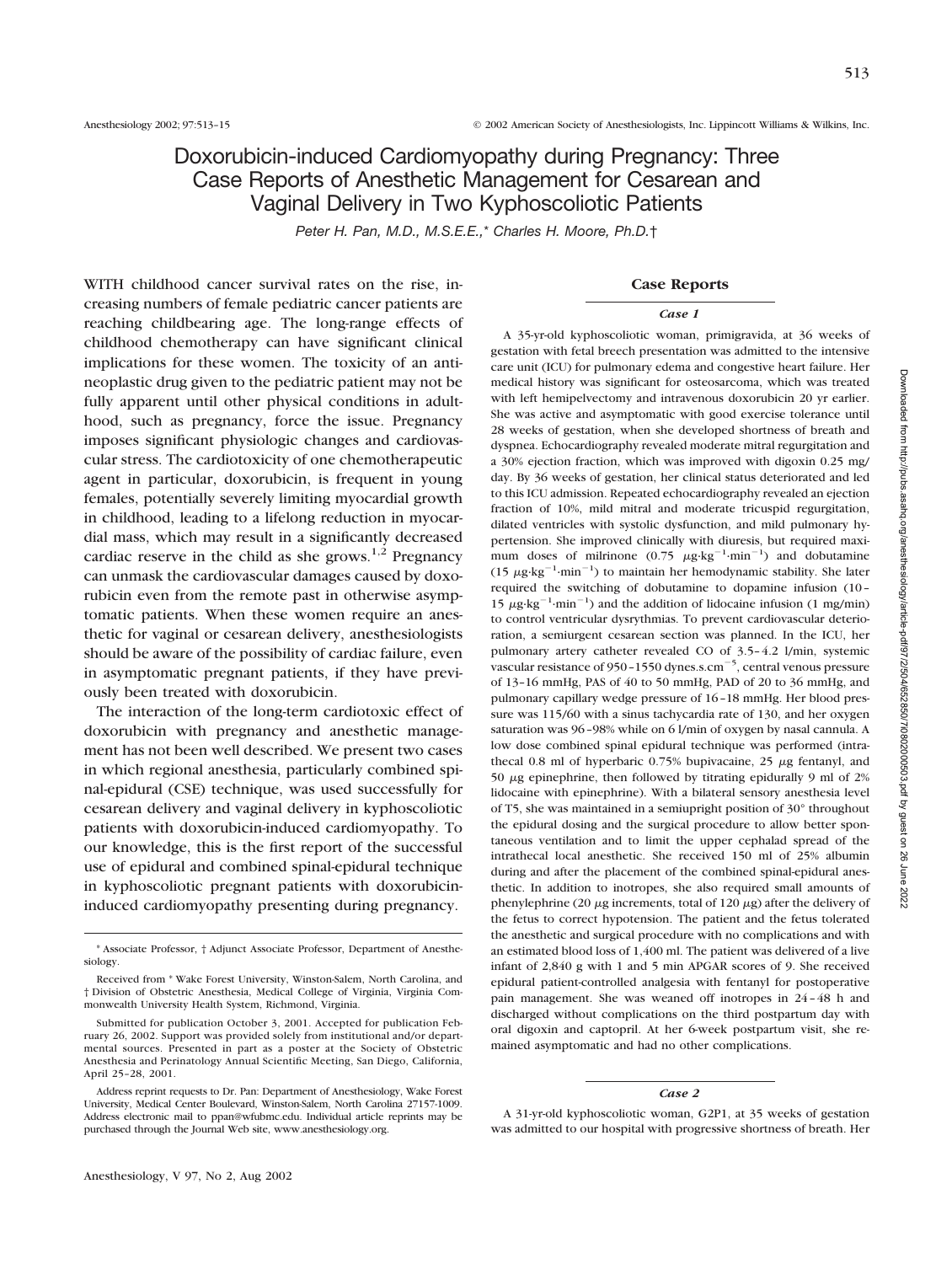# Doxorubicin-induced Cardiomyopathy during Pregnancy: Three Case Reports of Anesthetic Management for Cesarean and Vaginal Delivery in Two Kyphoscoliotic Patients

*Peter H. Pan, M.D., M.S.E.E.,\* Charles H. Moore, Ph.D.†*

WITH childhood cancer survival rates on the rise, increasing numbers of female pediatric cancer patients are reaching childbearing age. The long-range effects of childhood chemotherapy can have significant clinical implications for these women. The toxicity of an antineoplastic drug given to the pediatric patient may not be fully apparent until other physical conditions in adulthood, such as pregnancy, force the issue. Pregnancy imposes significant physiologic changes and cardiovascular stress. The cardiotoxicity of one chemotherapeutic agent in particular, doxorubicin, is frequent in young females, potentially severely limiting myocardial growth in childhood, leading to a lifelong reduction in myocardial mass, which may result in a significantly decreased cardiac reserve in the child as she grows.[1,2] Pregnancy can unmask the cardiovascular damages caused by doxorubicin even from the remote past in otherwise asymptomatic patients. When these women require an anesthetic for vaginal or cesarean delivery, anesthesiologists should be aware of the possibility of cardiac failure, even in asymptomatic pregnant patients, if they have previously been treated with doxorubicin.

The interaction of the long-term cardiotoxic effect of doxorubicin with pregnancy and anesthetic management has not been well described. We present two cases in which regional anesthesia, particularly combined spinal-epidural (CSE) technique, was used successfully for cesarean delivery and vaginal delivery in kyphoscoliotic patients with doxorubicin-induced cardiomyopathy. To our knowledge, this is the first report of the successful use of epidural and combined spinal-epidural technique in kyphoscoliotic pregnant patients with doxorubicin-induced cardiomyopathy presenting during pregnancy.

\* Associate Professor, † Adjunct Associate Professor, Department of Anesthesiology.

Received from \* Wake Forest University, Winston-Salem, North Carolina, and † Division of Obstetric Anesthesia, Medical College of Virginia, Virginia Commonwealth University Health System, Richmond, Virginia.

Submitted for publication October 3, 2001. Accepted for publication February 26, 2002. Support was provided solely from institutional and/or departmental sources. Presented in part as a poster at the Society of Obstetric Anesthesia and Perinatology Annual Scientific Meeting, San Diego, California, April 25–28, 2001.

Address reprint requests to Dr. Pan: Department of Anesthesiology, Wake Forest University, Medical Center Boulevard, Winston-Salem, North Carolina 27157-1009. Address electronic mail to ppan@wfubmc.edu. Individual article reprints may be purchased through the Journal Web site, www.anesthesiology.org.

## Case Reports

### *Case 1*

A 35-yr-old kyphoscoliotic woman, primigravida, at 36 weeks of gestation with fetal breech presentation was admitted to the intensive care unit (ICU) for pulmonary edema and congestive heart failure. Her medical history was significant for osteosarcoma, which was treated with left hemipelvectomy and intravenous doxorubicin 20 yr earlier. She was active and asymptomatic with good exercise tolerance until 28 weeks of gestation, when she developed shortness of breath and dyspnea. Echocardiography revealed moderate mitral regurgitation and a 30% ejection fraction, which was improved with digoxin 0.25 mg/day. By 36 weeks of gestation, her clinical status deteriorated and led to this ICU admission. Repeated echocardiography revealed an ejection fraction of 10%, mild mitral and moderate tricuspid regurgitation, dilated ventricles with systolic dysfunction, and mild pulmonary hypertension. She improved clinically with diuresis, but required maximum doses of milrinone (0.75 $\mu g \cdot kg^{-1} \cdot min^{-1}$) and dobutamine (15 $\mu g \cdot kg^{-1} \cdot min^{-1}$) to maintain her hemodynamic stability. She later required the switching of dobutamine to dopamine infusion (10–15 $\mu g \cdot kg^{-1} \cdot min^{-1}$) and the addition of lidocaine infusion (1 mg/min) to control ventricular dysrythmias. To prevent cardiovascular deterioration, a semiurgent cesarean section was planned. In the ICU, her pulmonary artery catheter revealed CO of 3.5–4.2 l/min, systemic vascular resistance of 950–1550 dynes.s.cm$^{-5}$, central venous pressure of 13–16 mmHg, PAS of 40 to 50 mmHg, PAD of 20 to 36 mmHg, and pulmonary capillary wedge pressure of 16–18 mmHg. Her blood pressure was 115/60 with a sinus tachycardia rate of 130, and her oxygen saturation was 96–98% while on 6 l/min of oxygen by nasal cannula. A low dose combined spinal epidural technique was performed (intrathecal 0.8 ml of hyperbaric 0.75% bupivacaine, 25 $\mu g$ fentanyl, and 50 $\mu g$ epinephrine, then followed by titrating epidurally 9 ml of 2% lidocaine with epinephrine). With a bilateral sensory anesthesia level of T5, she was maintained in a semiupright position of 30° throughout the epidural dosing and the surgical procedure to allow better spontaneous ventilation and to limit the upper cephalad spread of the intrathecal local anesthetic. She received 150 ml of 25% albumin during and after the placement of the combined spinal-epidural anesthetic. In addition to inotropes, she also required small amounts of phenylephrine (20 $\mu g$ increments, total of 120 $\mu g$) after the delivery of the fetus to correct hypotension. The patient and the fetus tolerated the anesthetic and surgical procedure with no complications and with an estimated blood loss of 1,400 ml. The patient was delivered of a live infant of 2,840 g with 1 and 5 min APGAR scores of 9. She received epidural patient-controlled analgesia with fentanyl for postoperative pain management. She was weaned off inotropes in 24–48 h and discharged without complications on the third postpartum day with oral digoxin and captopril. At her 6-week postpartum visit, she remained asymptomatic and had no other complications.

### *Case 2*

A 31-yr-old kyphoscoliotic woman, G2P1, at 35 weeks of gestation was admitted to our hospital with progressive shortness of breath. Her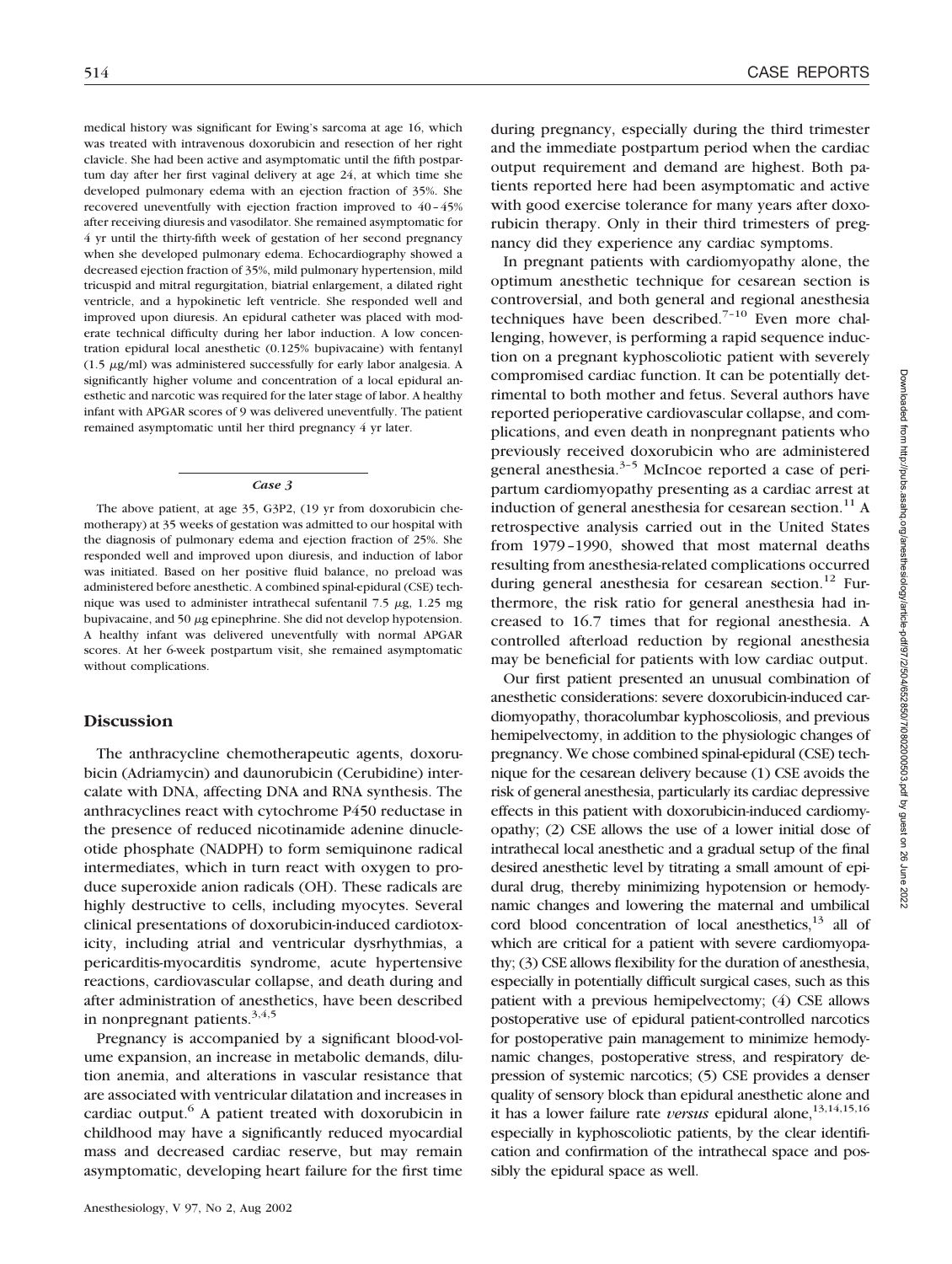medical history was significant for Ewing's sarcoma at age 16, which was treated with intravenous doxorubicin and resection of her right clavicle. She had been active and asymptomatic until the fifth postpartum day after her first vaginal delivery at age 24, at which time she developed pulmonary edema with an ejection fraction of 35%. She recovered uneventfully with ejection fraction improved to 40–45% after receiving diuresis and vasodilator. She remained asymptomatic for 4 yr until the thirty-fifth week of gestation of her second pregnancy when she developed pulmonary edema. Echocardiography showed a decreased ejection fraction of 35%, mild pulmonary hypertension, mild tricuspid and mitral regurgitation, biatrial enlargement, a dilated right ventricle, and a hypokinetic left ventricle. She responded well and improved upon diuresis. An epidural catheter was placed with moderate technical difficulty during her labor induction. A low concentration epidural local anesthetic (0.125% bupivacaine) with fentanyl (1.5 μg/ml) was administered successfully for early labor analgesia. A significantly higher volume and concentration of a local epidural anesthetic and narcotic was required for the later stage of labor. A healthy infant with APGAR scores of 9 was delivered uneventfully. The patient remained asymptomatic until her third pregnancy 4 yr later.

### *Case 3*

The above patient, at age 35, G3P2, (19 yr from doxorubicin chemotherapy) at 35 weeks of gestation was admitted to our hospital with the diagnosis of pulmonary edema and ejection fraction of 25%. She responded well and improved upon diuresis, and induction of labor was initiated. Based on her positive fluid balance, no preload was administered before anesthetic. A combined spinal-epidural (CSE) technique was used to administer intrathecal sufentanil 7.5 μg, 1.25 mg bupivacaine, and 50 μg epinephrine. She did not develop hypotension. A healthy infant was delivered uneventfully with normal APGAR scores. At her 6-week postpartum visit, she remained asymptomatic without complications.

## Discussion

The anthracycline chemotherapeutic agents, doxorubicin (Adriamycin) and daunorubicin (Cerubidine) intercalate with DNA, affecting DNA and RNA synthesis. The anthracyclines react with cytochrome P450 reductase in the presence of reduced nicotinamide adenine dinucleotide phosphate (NADPH) to form semiquinone radical intermediates, which in turn react with oxygen to produce superoxide anion radicals (OH). These radicals are highly destructive to cells, including myocytes. Several clinical presentations of doxorubicin-induced cardiotoxicity, including atrial and ventricular dysrhythmias, a pericarditis-myocarditis syndrome, acute hypertensive reactions, cardiovascular collapse, and death during and after administration of anesthetics, have been described in nonpregnant patients.[3,4,5]

Pregnancy is accompanied by a significant blood-volume expansion, an increase in metabolic demands, dilution anemia, and alterations in vascular resistance that are associated with ventricular dilatation and increases in cardiac output.[6] A patient treated with doxorubicin in childhood may have a significantly reduced myocardial mass and decreased cardiac reserve, but may remain asymptomatic, developing heart failure for the first time during pregnancy, especially during the third trimester and the immediate postpartum period when the cardiac output requirement and demand are highest. Both patients reported here had been asymptomatic and active with good exercise tolerance for many years after doxorubicin therapy. Only in their third trimesters of pregnancy did they experience any cardiac symptoms.

In pregnant patients with cardiomyopathy alone, the optimum anesthetic technique for cesarean section is controversial, and both general and regional anesthesia techniques have been described.[7–10] Even more challenging, however, is performing a rapid sequence induction on a pregnant kyphoscoliotic patient with severely compromised cardiac function. It can be potentially detrimental to both mother and fetus. Several authors have reported perioperative cardiovascular collapse, and complications, and even death in nonpregnant patients who previously received doxorubicin who are administered general anesthesia.[3–5] McIncoe reported a case of peripartum cardiomyopathy presenting as a cardiac arrest at induction of general anesthesia for cesarean section.[11] A retrospective analysis carried out in the United States from 1979–1990, showed that most maternal deaths resulting from anesthesia-related complications occurred during general anesthesia for cesarean section.[12] Furthermore, the risk ratio for general anesthesia had increased to 16.7 times that for regional anesthesia. A controlled afterload reduction by regional anesthesia may be beneficial for patients with low cardiac output.

Our first patient presented an unusual combination of anesthetic considerations: severe doxorubicin-induced cardiomyopathy, thoracolumbar kyphoscoliosis, and previous hemipelvectomy, in addition to the physiologic changes of pregnancy. We chose combined spinal-epidural (CSE) technique for the cesarean delivery because (1) CSE avoids the risk of general anesthesia, particularly its cardiac depressive effects in this patient with doxorubicin-induced cardiomyopathy; (2) CSE allows the use of a lower initial dose of intrathecal local anesthetic and a gradual setup of the final desired anesthetic level by titrating a small amount of epidural drug, thereby minimizing hypotension or hemodynamic changes and lowering the maternal and umbilical cord blood concentration of local anesthetics,[13] all of which are critical for a patient with severe cardiomyopathy; (3) CSE allows flexibility for the duration of anesthesia, especially in potentially difficult surgical cases, such as this patient with a previous hemipelvectomy; (4) CSE allows postoperative use of epidural patient-controlled narcotics for postoperative pain management to minimize hemodynamic changes, postoperative stress, and respiratory depression of systemic narcotics; (5) CSE provides a denser quality of sensory block than epidural anesthetic alone and it has a lower failure rate *versus* epidural alone,[13,14,15,16] especially in kyphoscoliotic patients, by the clear identification and confirmation of the intrathecal space and possibly the epidural space as well.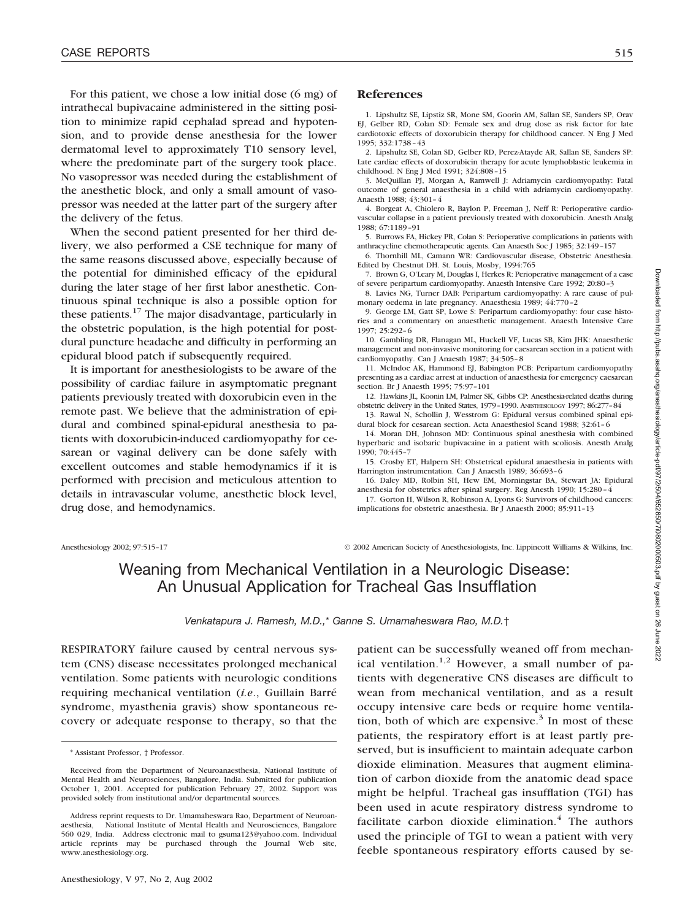For this patient, we chose a low initial dose (6 mg) of intrathecal bupivacaine administered in the sitting position to minimize rapid cephalad spread and hypotension, and to provide dense anesthesia for the lower dermatomal level to approximately T10 sensory level, where the predominate part of the surgery took place. No vasopressor was needed during the establishment of the anesthetic block, and only a small amount of vasopressor was needed at the latter part of the surgery after the delivery of the fetus.

When the second patient presented for her third delivery, we also performed a CSE technique for many of the same reasons discussed above, especially because of the potential for diminished efficacy of the epidural during the later stage of her first labor anesthetic. Continuous spinal technique is also a possible option for these patients.[17] The major disadvantage, particularly in the obstetric population, is the high potential for postdural puncture headache and difficulty in performing an epidural blood patch if subsequently required.

It is important for anesthesiologists to be aware of the possibility of cardiac failure in asymptomatic pregnant patients previously treated with doxorubicin even in the remote past. We believe that the administration of epidural and combined spinal-epidural anesthesia to patients with doxorubicin-induced cardiomyopathy for cesarean or vaginal delivery can be done safely with excellent outcomes and stable hemodynamics if it is performed with precision and meticulous attention to details in intravascular volume, anesthetic block level, drug dose, and hemodynamics.

## References

1. Lipshultz SE, Lipstiz SR, Mone SM, Goorin AM, Sallan SE, Sanders SP, Orav EJ, Gelber RD, Colan SD: Female sex and drug dose as risk factor for late cardiotoxic effects of doxorubicin therapy for childhood cancer. N Eng J Med 1995; 332:1738–43
2. Lipshultz SE, Colan SD, Gelber RD, Perez-Atayde AR, Sallan SE, Sanders SP: Late cardiac effects of doxorubicin therapy for acute lymphoblastic leukemia in childhood. N Eng J Med 1991; 324:808–15
3. McQuillan PJ, Morgan A, Ramwell J: Adriamycin cardiomyopathy: Fatal outcome of general anaesthesia in a child with adriamycin cardiomyopathy. Anaesth 1988; 43:301–4
4. Borgeat A, Chiolero R, Baylon P, Freeman J, Neff R: Perioperative cardiovascular collapse in a patient previously treated with doxorubicin. Anesth Analg 1988; 67:1189–91
5. Burrows FA, Hickey PR, Colan S: Perioperative complications in patients with anthracycline chemotherapeutic agents. Can Anaesth Soc J 1985; 32:149–157
6. Thornhill ML, Camann WR: Cardiovascular disease, Obstetric Anesthesia. Edited by Chestnut DH. St. Louis, Mosby, 1994:765
7. Brown G, O'Leary M, Douglas I, Herkes R: Perioperative management of a case of severe peripartum cardiomyopathy. Anaesth Intensive Care 1992; 20:80–3
8. Lavies NG, Turner DAB: Peripartum cardiomyopathy: A rare cause of pulmonary oedema in late pregnancy. Anaesthesia 1989; 44:770–2
9. George LM, Gatt SP, Lowe S: Peripartum cardiomyopathy: four case histories and a commentary on anaesthetic management. Anaesth Intensive Care 1997; 25:292–6
10. Gambling DR, Flanagan ML, Huckell VF, Lucas SB, Kim JHK: Anaesthetic management and non-invasive monitoring for caesarean section in a patient with cardiomyopathy. Can J Anaesth 1987; 34:505–8
11. McIndoe AK, Hammond EJ, Babington PCB: Peripartum cardiomyopathy presenting as a cardiac arrest at induction of anaesthesia for emergency caesarean section. Br J Anaesth 1995; 75:97–101
12. Hawkins JL, Koonin LM, Palmer SK, Gibbs CP: Anesthesia-related deaths during obstetric delivery in the United States, 1979–1990. ANESTHESIOLOGY 1997; 86:277–84
13. Rawal N, Schollin J, Wesstrom G: Epidural versus combined spinal epidural block for cesarean section. Acta Anaesthesiol Scand 1988; 32:61–6
14. Moran DH, Johnson MD: Continuous spinal anesthesia with combined hyperbaric and isobaric bupivacaine in a patient with scoliosis. Anesth Analg 1990; 70:445–7
15. Crosby ET, Halpern SH: Obstetrical epidural anaesthesia in patients with Harrington instrumentation. Can J Anaesth 1989; 36:693–6
16. Daley MD, Rolbin SH, Hew EM, Morningstar BA, Stewart JA: Epidural anesthesia for obstetrics after spinal surgery. Reg Anesth 1990; 15:280–4
17. Gorton H, Wilson R, Robinson A, Lyons G: Survivors of childhood cancers: implications for obstetric anaesthesia. Br J Anaesth 2000; 85:911–13

Anesthesiology 2002; 97:515–17 © 2002 American Society of Anesthesiologists, Inc. Lippincott Williams & Wilkins, Inc.

# Weaning from Mechanical Ventilation in a Neurologic Disease: An Unusual Application for Tracheal Gas Insufflation

*Venkatapura J. Ramesh, M.D.,\* Ganne S. Umamaheswara Rao, M.D.†*

RESPIRATORY failure caused by central nervous system (CNS) disease necessitates prolonged mechanical ventilation. Some patients with neurologic conditions requiring mechanical ventilation (*i.e.*, Guillain Barré syndrome, myasthenia gravis) show spontaneous recovery or adequate response to therapy, so that the patient can be successfully weaned off from mechanical ventilation.[1,2] However, a small number of patients with degenerative CNS diseases are difficult to wean from mechanical ventilation, and as a result occupy intensive care beds or require home ventilation, both of which are expensive.[3] In most of these patients, the respiratory effort is at least partly preserved, but is insufficient to maintain adequate carbon dioxide elimination. Measures that augment elimination of carbon dioxide from the anatomic dead space might be helpful. Tracheal gas insufflation (TGI) has been used in acute respiratory distress syndrome to facilitate carbon dioxide elimination.[4] The authors used the principle of TGI to wean a patient with very feeble spontaneous respiratory efforts caused by se-

\* Assistant Professor, † Professor.

Received from the Department of Neuroanaesthesia, National Institute of Mental Health and Neurosciences, Bangalore, India. Submitted for publication October 1, 2001. Accepted for publication February 27, 2002. Support was provided solely from institutional and/or departmental sources.

Address reprint requests to Dr. Umamaheswara Rao, Department of Neuroanaesthesia, National Institute of Mental Health and Neurosciences, Bangalore 560 029, India. Address electronic mail to gsuma123@yahoo.com. Individual article reprints may be purchased through the Journal Web site, www.anesthesiology.org.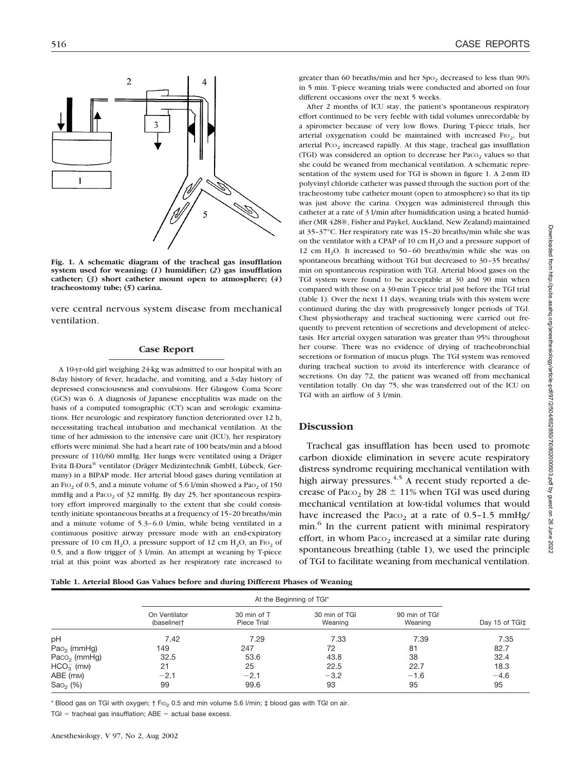Fig. 1. A schematic diagram of the tracheal gas insufflation system used for weaning: (*1*) humidifier; (*2*) gas insufflation catheter; (*3*) short catheter mount open to atmosphere; (*4*) tracheostomy tube; (*5*) carina.

vere central nervous system disease from mechanical ventilation.

## Case Report

A 10-yr-old girl weighing 24-kg was admitted to our hospital with an 8-day history of fever, headache, and vomiting, and a 3-day history of depressed consciousness and convulsions. Her Glasgow Coma Score (GCS) was 6. A diagnosis of Japanese encephalitis was made on the basis of a computed tomographic (CT) scan and serologic examinations. Her neurologic and respiratory function deteriorated over 12 h, necessitating tracheal intubation and mechanical ventilation. At the time of her admission to the intensive care unit (ICU), her respiratory efforts were minimal. She had a heart rate of 100 beats/min and a blood pressure of 110/60 mmHg. Her lungs were ventilated using a Dräger Evita II-Dura® ventilator (Dräger Medizintechnik GmbH, Lübeck, Germany) in a BIPAP mode. Her arterial blood gases during ventilation at an $F_{IO_2}$ of 0.5, and a minute volume of 5.6 l/min showed a $Pa_{O_2}$ of 150 mmHg and a $Pa_{CO_2}$ of 32 mmHg. By day 25, her spontaneous respiratory effort improved marginally to the extent that she could consistently initiate spontaneous breaths at a frequency of 15–20 breaths/min and a minute volume of 5.3–6.0 l/min, while being ventilated in a continuous positive airway pressure mode with an end-expiratory pressure of 10 cm $H_2O$, a pressure support of 12 cm $H_2O$, an $F_{IO_2}$ of 0.5, and a flow trigger of 3 l/min. An attempt at weaning by T-piece trial at this point was aborted as her respiratory rate increased to greater than 60 breaths/min and her $Sp_{O_2}$ decreased to less than 90% in 5 min. T-piece weaning trials were conducted and aborted on four different occasions over the next 5 weeks.

After 2 months of ICU stay, the patient's spontaneous respiratory effort continued to be very feeble with tidal volumes unrecordable by a spirometer because of very low flows. During T-piece trials, her arterial oxygenation could be maintained with increased $F_{IO_2}$, but arterial $P_{CO_2}$ increased rapidly. At this stage, tracheal gas insufflation (TGI) was considered an option to decrease her $Pa_{CO_2}$ values so that she could be weaned from mechanical ventilation. A schematic representation of the system used for TGI is shown in figure 1. A 2-mm ID polyvinyl chloride catheter was passed through the suction port of the tracheostomy tube catheter mount (open to atmosphere) so that its tip was just above the carina. Oxygen was administered through this catheter at a rate of 3 l/min after humidification using a heated humidifier (MR 428®, Fisher and Paykel, Auckland, New Zealand) maintained at 35–37°C. Her respiratory rate was 15–20 breaths/min while she was on the ventilator with a CPAP of 10 cm $H_2O$ and a pressure support of 12 cm $H_2O$. It increased to 50–60 breaths/min while she was on spontaneous breathing without TGI but decreased to 30–35 breaths/min on spontaneous respiration with TGI. Arterial blood gases on the TGI system were found to be acceptable at 30 and 90 min when compared with those on a 30-min T-piece trial just before the TGI trial (table 1). Over the next 11 days, weaning trials with this system were continued during the day with progressively longer periods of TGI. Chest physiotherapy and tracheal suctioning were carried out frequently to prevent retention of secretions and development of atelectasis. Her arterial oxygen saturation was greater than 95% throughout her course. There was no evidence of drying of tracheobronchial secretions or formation of mucus plugs. The TGI system was removed during tracheal suction to avoid its interference with clearance of secretions. On day 72, the patient was weaned off from mechanical ventilation totally. On day 75, she was transferred out of the ICU on TGI with an airflow of 3 l/min.

## Discussion

Tracheal gas insufflation has been used to promote carbon dioxide elimination in severe acute respiratory distress syndrome requiring mechanical ventilation with high airway pressures.[4,5] A recent study reported a decrease of $Pa_{CO_2}$ by 28 ± 11% when TGI was used during mechanical ventilation at low-tidal volumes that would have increased the $Pa_{CO_2}$ at a rate of 0.5–1.5 mmHg/min.[6] In the current patient with minimal respiratory effort, in whom $Pa_{CO_2}$ increased at a similar rate during spontaneous breathing (table 1), we used the principle of TGI to facilitate weaning from mechanical ventilation.

**Table 1. Arterial Blood Gas Values before and during Different Phases of Weaning**

| | At the Beginning of TGI* | | | | |
|---|---|---|---|---|---|
| | On Ventilator (baseline)† | 30 min of T Piece Trial | 30 min of TGI Weaning | 90 min of TGI Weaning | Day 15 of TGI‡ |
| pH | 7.42 | 7.29 | 7.33 | 7.39 | 7.35 |
| $Pa_{O_2}$ (mmHg) | 149 | 247 | 72 | 81 | 82.7 |
| $Pa_{CO_2}$ (mmHg) | 32.5 | 53.6 | 43.8 | 38 | 32.4 |
| $HCO_3^-$ (mM) | 21 | 25 | 22.5 | 22.7 | 18.3 |
| ABE (mM) | −2.1 | −2.1 | −3.2 | −1.6 | −4.6 |
| $Sa_{O_2}$ (%) | 99 | 99.6 | 93 | 95 | 95 |

\* Blood gas on TGI with oxygen; † $F_{IO_2}$ 0.5 and min volume 5.6 l/min; ‡ blood gas with TGI on air.

TGI = tracheal gas insufflation; ABE = actual base excess.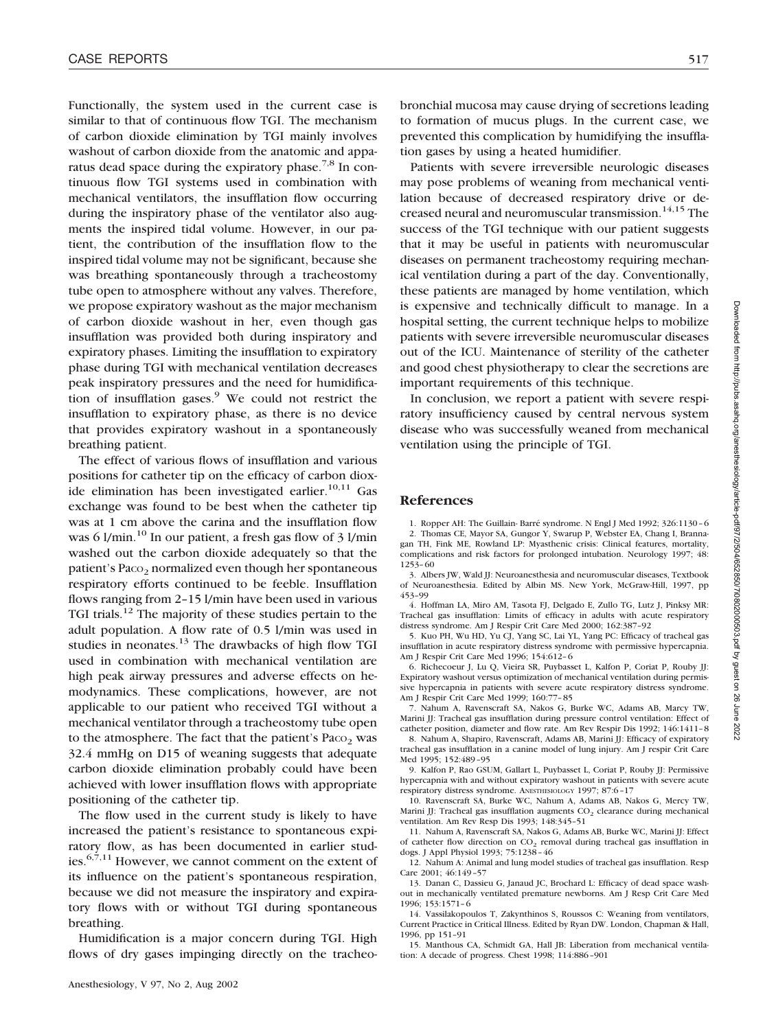Functionally, the system used in the current case is similar to that of continuous flow TGI. The mechanism of carbon dioxide elimination by TGI mainly involves washout of carbon dioxide from the anatomic and apparatus dead space during the expiratory phase.[7,8] In continuous flow TGI systems used in combination with mechanical ventilators, the insufflation flow occurring during the inspiratory phase of the ventilator also augments the inspired tidal volume. However, in our patient, the contribution of the insufflation flow to the inspired tidal volume may not be significant, because she was breathing spontaneously through a tracheostomy tube open to atmosphere without any valves. Therefore, we propose expiratory washout as the major mechanism of carbon dioxide washout in her, even though gas insufflation was provided both during inspiratory and expiratory phases. Limiting the insufflation to expiratory phase during TGI with mechanical ventilation decreases peak inspiratory pressures and the need for humidification of insufflation gases.[9] We could not restrict the insufflation to expiratory phase, as there is no device that provides expiratory washout in a spontaneously breathing patient.

The effect of various flows of insufflation and various positions for catheter tip on the efficacy of carbon dioxide elimination has been investigated earlier.[10,11] Gas exchange was found to be best when the catheter tip was at 1 cm above the carina and the insufflation flow was 6 l/min.[10] In our patient, a fresh gas flow of 3 l/min washed out the carbon dioxide adequately so that the patient's $Pa_{CO_2}$ normalized even though her spontaneous respiratory efforts continued to be feeble. Insufflation flows ranging from 2–15 l/min have been used in various TGI trials.[12] The majority of these studies pertain to the adult population. A flow rate of 0.5 l/min was used in studies in neonates.[13] The drawbacks of high flow TGI used in combination with mechanical ventilation are high peak airway pressures and adverse effects on hemodynamics. These complications, however, are not applicable to our patient who received TGI without a mechanical ventilator through a tracheostomy tube open to the atmosphere. The fact that the patient's $Pa_{CO_2}$ was 32.4 mmHg on D15 of weaning suggests that adequate carbon dioxide elimination probably could have been achieved with lower insufflation flows with appropriate positioning of the catheter tip.

The flow used in the current study is likely to have increased the patient's resistance to spontaneous expiratory flow, as has been documented in earlier studies.[6,7,11] However, we cannot comment on the extent of its influence on the patient's spontaneous respiration, because we did not measure the inspiratory and expiratory flows with or without TGI during spontaneous breathing.

Humidification is a major concern during TGI. High flows of dry gases impinging directly on the tracheobronchial mucosa may cause drying of secretions leading to formation of mucus plugs. In the current case, we prevented this complication by humidifying the insufflation gases by using a heated humidifier.

Patients with severe irreversible neurologic diseases may pose problems of weaning from mechanical ventilation because of decreased respiratory drive or decreased neural and neuromuscular transmission.[14,15] The success of the TGI technique with our patient suggests that it may be useful in patients with neuromuscular diseases on permanent tracheostomy requiring mechanical ventilation during a part of the day. Conventionally, these patients are managed by home ventilation, which is expensive and technically difficult to manage. In a hospital setting, the current technique helps to mobilize patients with severe irreversible neuromuscular diseases out of the ICU. Maintenance of sterility of the catheter and good chest physiotherapy to clear the secretions are important requirements of this technique.

In conclusion, we report a patient with severe respiratory insufficiency caused by central nervous system disease who was successfully weaned from mechanical ventilation using the principle of TGI.

## References

1. Ropper AH: The Guillain- Barré syndrome. N Engl J Med 1992; 326:1130–6
2. Thomas CE, Mayor SA, Gungor Y, Swarup P, Webster EA, Chang I, Brannagan TH, Fink ME, Rowland LP: Myasthenic crisis: Clinical features, mortality, complications and risk factors for prolonged intubation. Neurology 1997; 48:1253–60
3. Albers JW, Wald JJ: Neuroanesthesia and neuromuscular diseases, Textbook of Neuroanesthesia. Edited by Albin MS. New York, McGraw-Hill, 1997, pp 453–99
4. Hoffman LA, Miro AM, Tasota FJ, Delgado E, Zullo TG, Lutz J, Pinksy MR: Tracheal gas insufflation: Limits of efficacy in adults with acute respiratory distress syndrome. Am J Respir Crit Care Med 2000; 162:387–92
5. Kuo PH, Wu HD, Yu CJ, Yang SC, Lai YL, Yang PC: Efficacy of tracheal gas insufflation in acute respiratory distress syndrome with permissive hypercapnia. Am J Respir Crit Care Med 1996; 154:612–6
6. Richecoeur J, Lu Q, Vieira SR, Puybasset L, Kalfon P, Coriat P, Rouby JJ: Expiratory washout versus optimization of mechanical ventilation during permissive hypercapnia in patients with severe acute respiratory distress syndrome. Am J Respir Crit Care Med 1999; 160:77–85
7. Nahum A, Ravenscraft SA, Nakos G, Burke WC, Adams AB, Marcy TW, Marini JJ: Tracheal gas insufflation during pressure control ventilation: Effect of catheter position, diameter and flow rate. Am Rev Respir Dis 1992; 146:1411–8
8. Nahum A, Shapiro, Ravenscraft, Adams AB, Marini JJ: Efficacy of expiratory tracheal gas insufflation in a canine model of lung injury. Am J respir Crit Care Med 1995; 152:489–95
9. Kalfon P, Rao GSUM, Gallart L, Puybasset L, Coriat P, Rouby JJ: Permissive hypercapnia with and without expiratory washout in patients with severe acute respiratory distress syndrome. ANESTHESIOLOGY 1997; 87:6–17
10. Ravenscraft SA, Burke WC, Nahum A, Adams AB, Nakos G, Mercy TW, Marini JJ: Tracheal gas insufflation augments $CO_2$ clearance during mechanical ventilation. Am Rev Resp Dis 1993; 148:345–51
11. Nahum A, Ravenscraft SA, Nakos G, Adams AB, Burke WC, Marini JJ: Effect of catheter flow direction on $CO_2$ removal during tracheal gas insufflation in dogs. J Appl Physiol 1993; 75:1238–46
12. Nahum A: Animal and lung model studies of tracheal gas insufflation. Resp Care 2001; 46:149–57
13. Danan C, Dassieu G, Janaud JC, Brochard L: Efficacy of dead space washout in mechanically ventilated premature newborns. Am J Resp Crit Care Med 1996; 153:1571–6
14. Vassilakopoulos T, Zakynthinos S, Roussos C: Weaning from ventilators, Current Practice in Critical Illness. Edited by Ryan DW. London, Chapman & Hall, 1996, pp 151–91
15. Manthous CA, Schmidt GA, Hall JB: Liberation from mechanical ventilation: A decade of progress. Chest 1998; 114:886–901